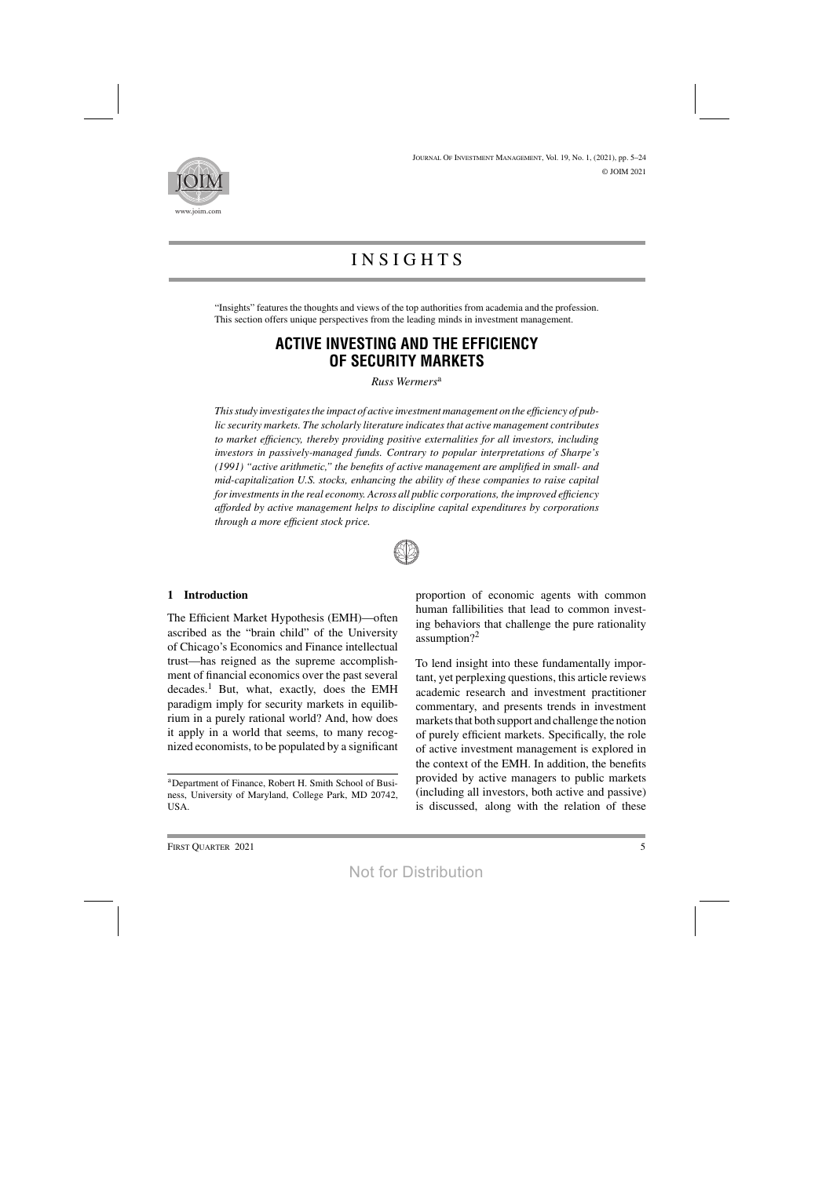# INSIGHTS

"Insights" features the thoughts and views of the top authorities from academia and the profession. This section offers unique perspectives from the leading minds in investment management.

## ACTIVE INVESTING AND THE EFFICIENCY OF SECURITY MARKETS

*Russ Wermers*[a]

*This study investigates the impact of active investment management on the efficiency of public security markets. The scholarly literature indicates that active management contributes to market efficiency, thereby providing positive externalities for all investors, including investors in passively-managed funds. Contrary to popular interpretations of Sharpe's (1991) "active arithmetic," the benefits of active management are amplified in small- and mid-capitalization U.S. stocks, enhancing the ability of these companies to raise capital for investments in the real economy. Across all public corporations, the improved efficiency afforded by active management helps to discipline capital expenditures by corporations through a more efficient stock price.*

### 1 Introduction

The Efficient Market Hypothesis (EMH)—often ascribed as the "brain child" of the University of Chicago's Economics and Finance intellectual trust—has reigned as the supreme accomplishment of financial economics over the past several decades.[1] But, what, exactly, does the EMH paradigm imply for security markets in equilibrium in a purely rational world? And, how does it apply in a world that seems, to many recognized economists, to be populated by a significant proportion of economic agents with common human fallibilities that lead to common investing behaviors that challenge the pure rationality assumption?[2]

To lend insight into these fundamentally important, yet perplexing questions, this article reviews academic research and investment practitioner commentary, and presents trends in investment markets that both support and challenge the notion of purely efficient markets. Specifically, the role of active investment management is explored in the context of the EMH. In addition, the benefits provided by active managers to public markets (including all investors, both active and passive) is discussed, along with the relation of these

[a]Department of Finance, Robert H. Smith School of Business, University of Maryland, College Park, MD 20742, USA.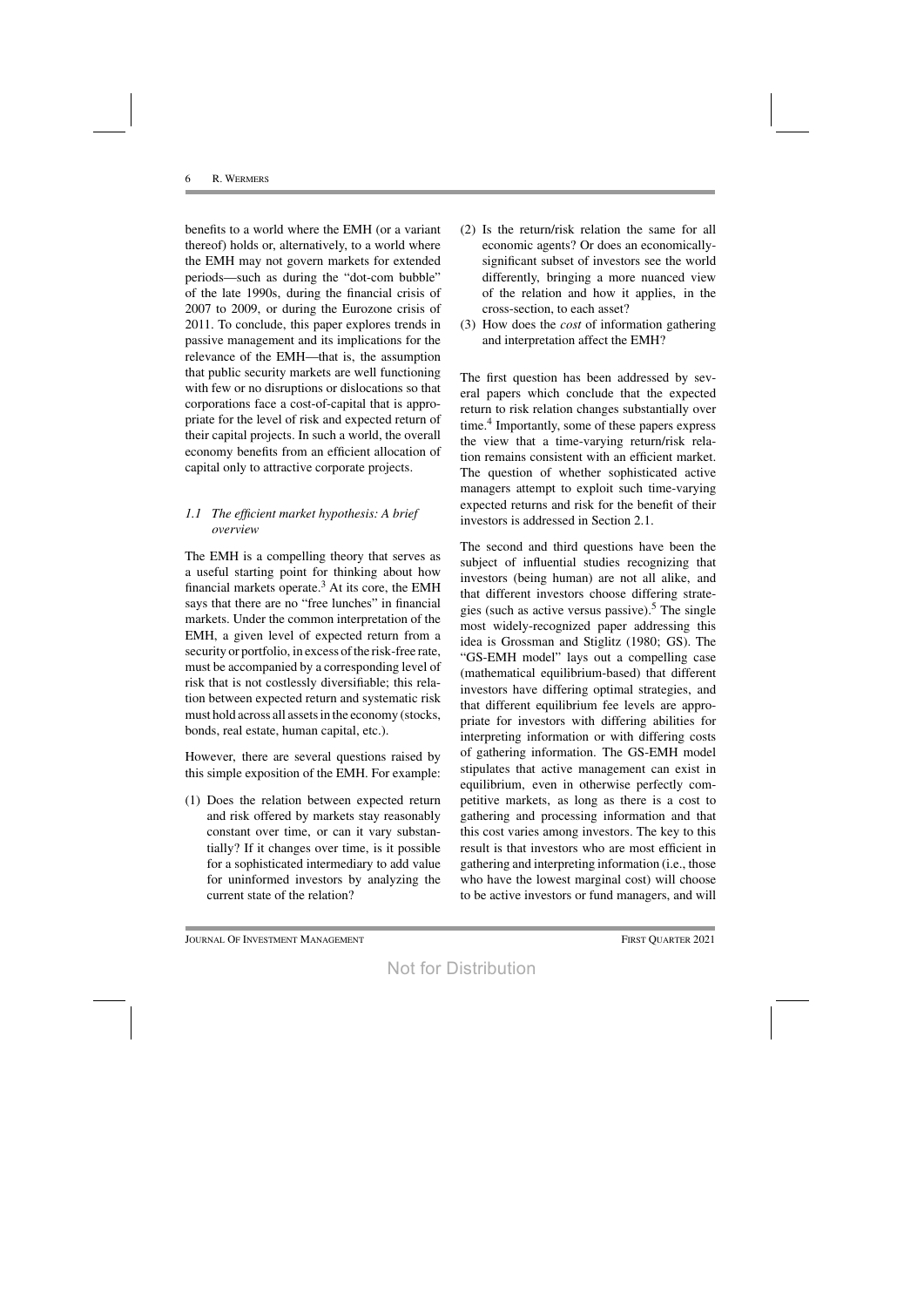benefits to a world where the EMH (or a variant thereof) holds or, alternatively, to a world where the EMH may not govern markets for extended periods—such as during the "dot-com bubble" of the late 1990s, during the financial crisis of 2007 to 2009, or during the Eurozone crisis of 2011. To conclude, this paper explores trends in passive management and its implications for the relevance of the EMH—that is, the assumption that public security markets are well functioning with few or no disruptions or dislocations so that corporations face a cost-of-capital that is appropriate for the level of risk and expected return of their capital projects. In such a world, the overall economy benefits from an efficient allocation of capital only to attractive corporate projects.

### *1.1 The efficient market hypothesis: A brief overview*

The EMH is a compelling theory that serves as a useful starting point for thinking about how financial markets operate.[3] At its core, the EMH says that there are no "free lunches" in financial markets. Under the common interpretation of the EMH, a given level of expected return from a security or portfolio, in excess of the risk-free rate, must be accompanied by a corresponding level of risk that is not costlessly diversifiable; this relation between expected return and systematic risk must hold across all assets in the economy (stocks, bonds, real estate, human capital, etc.).

However, there are several questions raised by this simple exposition of the EMH. For example:

(1) Does the relation between expected return and risk offered by markets stay reasonably constant over time, or can it vary substantially? If it changes over time, is it possible for a sophisticated intermediary to add value for uninformed investors by analyzing the current state of the relation?

(2) Is the return/risk relation the same for all economic agents? Or does an economically-significant subset of investors see the world differently, bringing a more nuanced view of the relation and how it applies, in the cross-section, to each asset?

(3) How does the *cost* of information gathering and interpretation affect the EMH?

The first question has been addressed by several papers which conclude that the expected return to risk relation changes substantially over time.[4] Importantly, some of these papers express the view that a time-varying return/risk relation remains consistent with an efficient market. The question of whether sophisticated active managers attempt to exploit such time-varying expected returns and risk for the benefit of their investors is addressed in Section 2.1.

The second and third questions have been the subject of influential studies recognizing that investors (being human) are not all alike, and that different investors choose differing strategies (such as active versus passive).[5] The single most widely-recognized paper addressing this idea is Grossman and Stiglitz (1980; GS). The "GS-EMH model" lays out a compelling case (mathematical equilibrium-based) that different investors have differing optimal strategies, and that different equilibrium fee levels are appropriate for investors with differing abilities for interpreting information or with differing costs of gathering information. The GS-EMH model stipulates that active management can exist in equilibrium, even in otherwise perfectly competitive markets, as long as there is a cost to gathering and processing information and that this cost varies among investors. The key to this result is that investors who are most efficient in gathering and interpreting information (i.e., those who have the lowest marginal cost) will choose to be active investors or fund managers, and will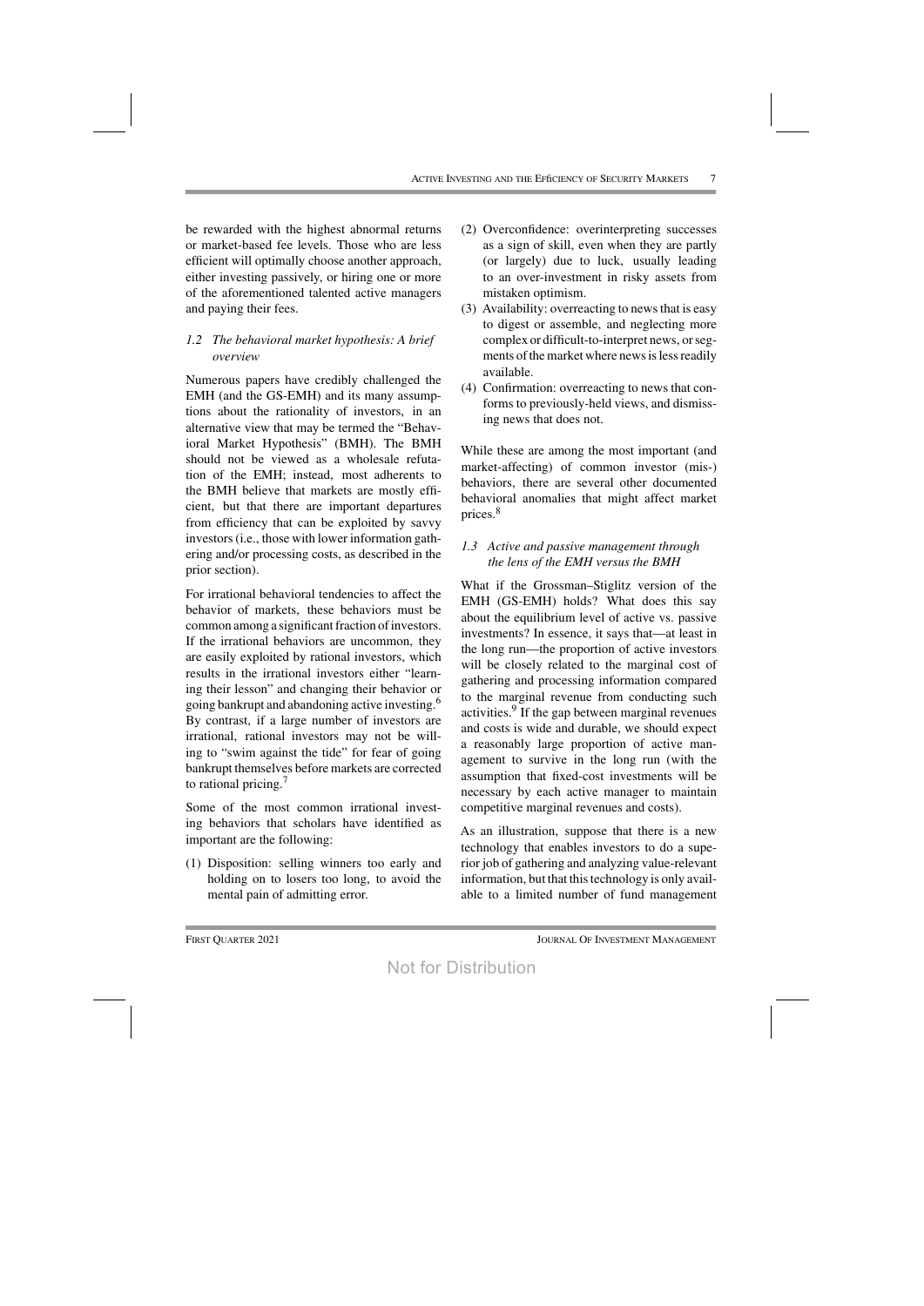be rewarded with the highest abnormal returns or market-based fee levels. Those who are less efficient will optimally choose another approach, either investing passively, or hiring one or more of the aforementioned talented active managers and paying their fees.

### *1.2 The behavioral market hypothesis: A brief overview*

Numerous papers have credibly challenged the EMH (and the GS-EMH) and its many assumptions about the rationality of investors, in an alternative view that may be termed the "Behavioral Market Hypothesis" (BMH). The BMH should not be viewed as a wholesale refutation of the EMH; instead, most adherents to the BMH believe that markets are mostly efficient, but that there are important departures from efficiency that can be exploited by savvy investors (i.e., those with lower information gathering and/or processing costs, as described in the prior section).

For irrational behavioral tendencies to affect the behavior of markets, these behaviors must be common among a significant fraction of investors. If the irrational behaviors are uncommon, they are easily exploited by rational investors, which results in the irrational investors either "learning their lesson" and changing their behavior or going bankrupt and abandoning active investing.[6] By contrast, if a large number of investors are irrational, rational investors may not be willing to "swim against the tide" for fear of going bankrupt themselves before markets are corrected to rational pricing.[7]

Some of the most common irrational investing behaviors that scholars have identified as important are the following:

(1) Disposition: selling winners too early and holding on to losers too long, to avoid the mental pain of admitting error.
(2) Overconfidence: overinterpreting successes as a sign of skill, even when they are partly (or largely) due to luck, usually leading to an over-investment in risky assets from mistaken optimism.
(3) Availability: overreacting to news that is easy to digest or assemble, and neglecting more complex or difficult-to-interpret news, or segments of the market where news is less readily available.
(4) Confirmation: overreacting to news that conforms to previously-held views, and dismissing news that does not.

While these are among the most important (and market-affecting) of common investor (mis-) behaviors, there are several other documented behavioral anomalies that might affect market prices.[8]

### *1.3 Active and passive management through the lens of the EMH versus the BMH*

What if the Grossman–Stiglitz version of the EMH (GS-EMH) holds? What does this say about the equilibrium level of active vs. passive investments? In essence, it says that—at least in the long run—the proportion of active investors will be closely related to the marginal cost of gathering and processing information compared to the marginal revenue from conducting such activities.[9] If the gap between marginal revenues and costs is wide and durable, we should expect a reasonably large proportion of active management to survive in the long run (with the assumption that fixed-cost investments will be necessary by each active manager to maintain competitive marginal revenues and costs).

As an illustration, suppose that there is a new technology that enables investors to do a superior job of gathering and analyzing value-relevant information, but that this technology is only available to a limited number of fund management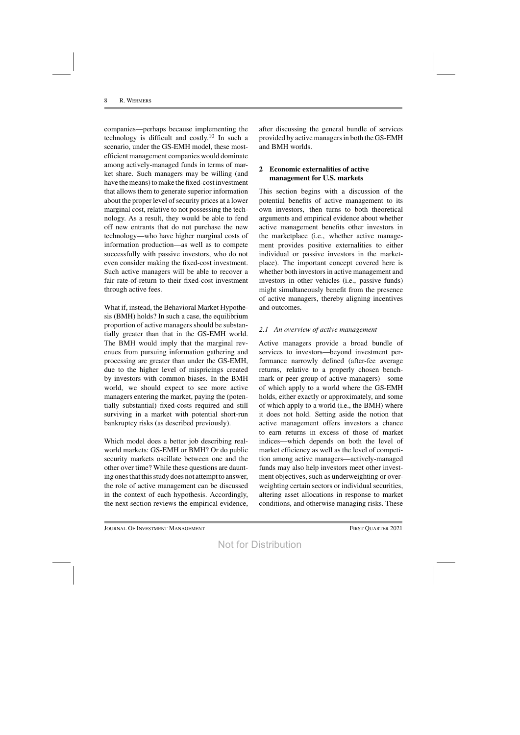companies—perhaps because implementing the technology is difficult and costly.[10] In such a scenario, under the GS-EMH model, these most-efficient management companies would dominate among actively-managed funds in terms of market share. Such managers may be willing (and have the means) to make the fixed-cost investment that allows them to generate superior information about the proper level of security prices at a lower marginal cost, relative to not possessing the technology. As a result, they would be able to fend off new entrants that do not purchase the new technology—who have higher marginal costs of information production—as well as to compete successfully with passive investors, who do not even consider making the fixed-cost investment. Such active managers will be able to recover a fair rate-of-return to their fixed-cost investment through active fees.

What if, instead, the Behavioral Market Hypothesis (BMH) holds? In such a case, the equilibrium proportion of active managers should be substantially greater than that in the GS-EMH world. The BMH would imply that the marginal revenues from pursuing information gathering and processing are greater than under the GS-EMH, due to the higher level of mispricings created by investors with common biases. In the BMH world, we should expect to see more active managers entering the market, paying the (potentially substantial) fixed-costs required and still surviving in a market with potential short-run bankruptcy risks (as described previously).

Which model does a better job describing real-world markets: GS-EMH or BMH? Or do public security markets oscillate between one and the other over time? While these questions are daunting ones that this study does not attempt to answer, the role of active management can be discussed in the context of each hypothesis. Accordingly, the next section reviews the empirical evidence, after discussing the general bundle of services provided by active managers in both the GS-EMH and BMH worlds.

## 2 Economic externalities of active management for U.S. markets

This section begins with a discussion of the potential benefits of active management to its own investors, then turns to both theoretical arguments and empirical evidence about whether active management benefits other investors in the marketplace (i.e., whether active management provides positive externalities to either individual or passive investors in the marketplace). The important concept covered here is whether both investors in active management and investors in other vehicles (i.e., passive funds) might simultaneously benefit from the presence of active managers, thereby aligning incentives and outcomes.

### *2.1 An overview of active management*

Active managers provide a broad bundle of services to investors—beyond investment performance narrowly defined (after-fee average returns, relative to a properly chosen benchmark or peer group of active managers)—some of which apply to a world where the GS-EMH holds, either exactly or approximately, and some of which apply to a world (i.e., the BMH) where it does not hold. Setting aside the notion that active management offers investors a chance to earn returns in excess of those of market indices—which depends on both the level of market efficiency as well as the level of competition among active managers—actively-managed funds may also help investors meet other investment objectives, such as underweighting or overweighting certain sectors or individual securities, altering asset allocations in response to market conditions, and otherwise managing risks. These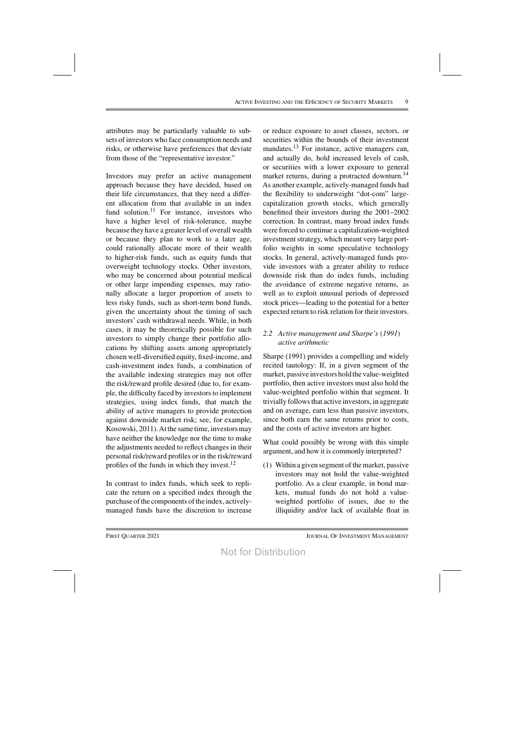attributes may be particularly valuable to subsets of investors who face consumption needs and risks, or otherwise have preferences that deviate from those of the "representative investor."

Investors may prefer an active management approach because they have decided, based on their life circumstances, that they need a different allocation from that available in an index fund solution.[11] For instance, investors who have a higher level of risk-tolerance, maybe because they have a greater level of overall wealth or because they plan to work to a later age, could rationally allocate more of their wealth to higher-risk funds, such as equity funds that overweight technology stocks. Other investors, who may be concerned about potential medical or other large impending expenses, may rationally allocate a larger proportion of assets to less risky funds, such as short-term bond funds, given the uncertainty about the timing of such investors' cash withdrawal needs. While, in both cases, it may be theoretically possible for such investors to simply change their portfolio allocations by shifting assets among appropriately chosen well-diversified equity, fixed-income, and cash-investment index funds, a combination of the available indexing strategies may not offer the risk/reward profile desired (due to, for example, the difficulty faced by investors to implement strategies, using index funds, that match the ability of active managers to provide protection against downside market risk; see, for example, Kosowski, 2011). At the same time, investors may have neither the knowledge nor the time to make the adjustments needed to reflect changes in their personal risk/reward profiles or in the risk/reward profiles of the funds in which they invest.[12]

In contrast to index funds, which seek to replicate the return on a specified index through the purchase of the components of the index, actively-managed funds have the discretion to increase or reduce exposure to asset classes, sectors, or securities within the bounds of their investment mandates.[13] For instance, active managers can, and actually do, hold increased levels of cash, or securities with a lower exposure to general market returns, during a protracted downturn.[14] As another example, actively-managed funds had the flexibility to underweight "dot-com" large-capitalization growth stocks, which generally benefitted their investors during the 2001–2002 correction. In contrast, many broad index funds were forced to continue a capitalization-weighted investment strategy, which meant very large portfolio weights in some speculative technology stocks. In general, actively-managed funds provide investors with a greater ability to reduce downside risk than do index funds, including the avoidance of extreme negative returns, as well as to exploit unusual periods of depressed stock prices—leading to the potential for a better expected return to risk relation for their investors.

### 2.2 *Active management and Sharpe's (1991) active arithmetic*

Sharpe (1991) provides a compelling and widely recited tautology: If, in a given segment of the market, passive investors hold the value-weighted portfolio, then active investors must also hold the value-weighted portfolio within that segment. It trivially follows that active investors, in aggregate and on average, earn less than passive investors, since both earn the same returns prior to costs, and the costs of active investors are higher.

What could possibly be wrong with this simple argument, and how it is commonly interpreted?

(1) Within a given segment of the market, passive investors may not hold the value-weighted portfolio. As a clear example, in bond markets, mutual funds do not hold a value-weighted portfolio of issues, due to the illiquidity and/or lack of available float in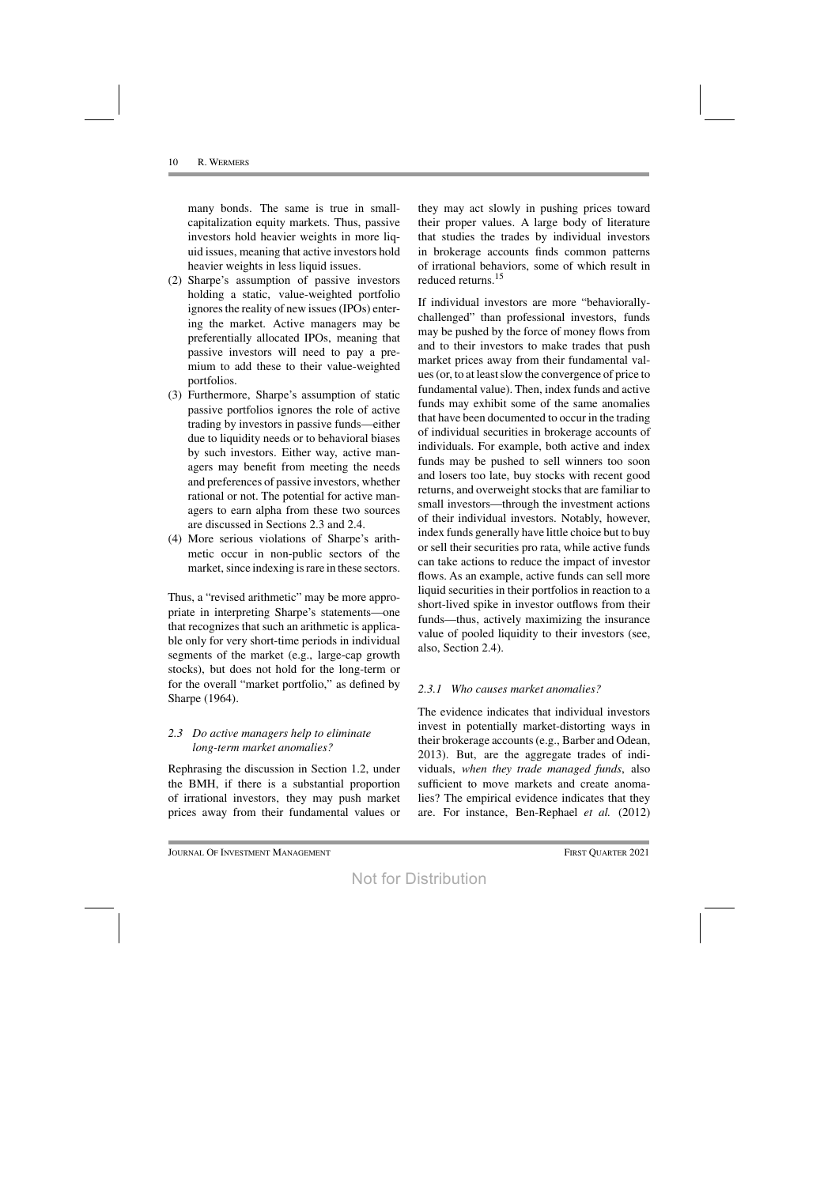many bonds. The same is true in small-capitalization equity markets. Thus, passive investors hold heavier weights in more liquid issues, meaning that active investors hold heavier weights in less liquid issues.

(2) Sharpe's assumption of passive investors holding a static, value-weighted portfolio ignores the reality of new issues (IPOs) entering the market. Active managers may be preferentially allocated IPOs, meaning that passive investors will need to pay a premium to add these to their value-weighted portfolios.

(3) Furthermore, Sharpe's assumption of static passive portfolios ignores the role of active trading by investors in passive funds—either due to liquidity needs or to behavioral biases by such investors. Either way, active managers may benefit from meeting the needs and preferences of passive investors, whether rational or not. The potential for active managers to earn alpha from these two sources are discussed in Sections 2.3 and 2.4.

(4) More serious violations of Sharpe's arithmetic occur in non-public sectors of the market, since indexing is rare in these sectors.

Thus, a "revised arithmetic" may be more appropriate in interpreting Sharpe's statements—one that recognizes that such an arithmetic is applicable only for very short-time periods in individual segments of the market (e.g., large-cap growth stocks), but does not hold for the long-term or for the overall "market portfolio," as defined by Sharpe (1964).

### 2.3 Do active managers help to eliminate long-term market anomalies?

Rephrasing the discussion in Section 1.2, under the BMH, if there is a substantial proportion of irrational investors, they may push market prices away from their fundamental values or they may act slowly in pushing prices toward their proper values. A large body of literature that studies the trades by individual investors in brokerage accounts finds common patterns of irrational behaviors, some of which result in reduced returns.[15]

If individual investors are more "behaviorally-challenged" than professional investors, funds may be pushed by the force of money flows from and to their investors to make trades that push market prices away from their fundamental values (or, to at least slow the convergence of price to fundamental value). Then, index funds and active funds may exhibit some of the same anomalies that have been documented to occur in the trading of individual securities in brokerage accounts of individuals. For example, both active and index funds may be pushed to sell winners too soon and losers too late, buy stocks with recent good returns, and overweight stocks that are familiar to small investors—through the investment actions of their individual investors. Notably, however, index funds generally have little choice but to buy or sell their securities pro rata, while active funds can take actions to reduce the impact of investor flows. As an example, active funds can sell more liquid securities in their portfolios in reaction to a short-lived spike in investor outflows from their funds—thus, actively maximizing the insurance value of pooled liquidity to their investors (see, also, Section 2.4).

#### 2.3.1 Who causes market anomalies?

The evidence indicates that individual investors invest in potentially market-distorting ways in their brokerage accounts (e.g., Barber and Odean, 2013). But, are the aggregate trades of individuals, *when they trade managed funds*, also sufficient to move markets and create anomalies? The empirical evidence indicates that they are. For instance, Ben-Rephael *et al.* (2012)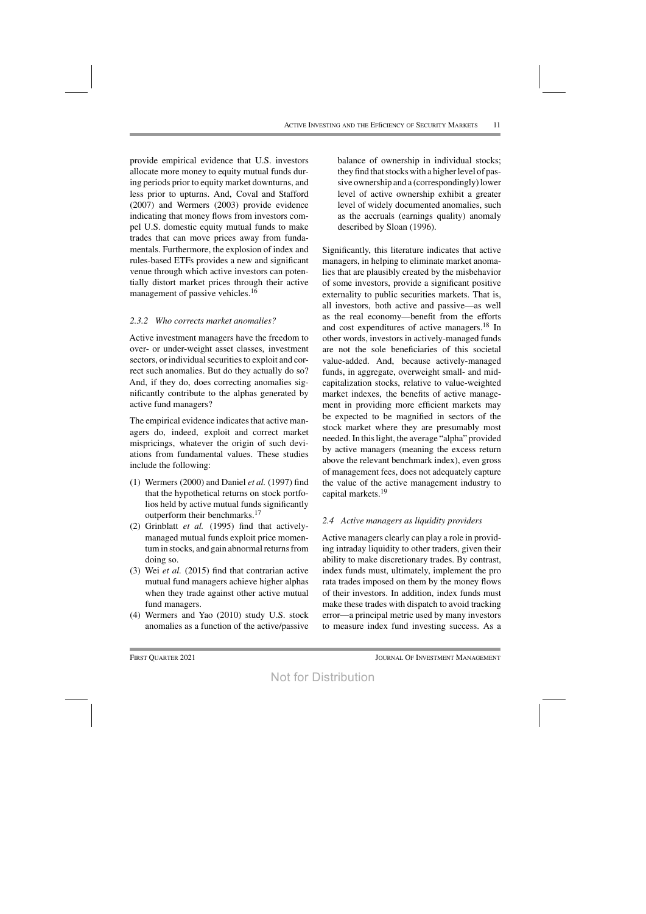provide empirical evidence that U.S. investors allocate more money to equity mutual funds during periods prior to equity market downturns, and less prior to upturns. And, Coval and Stafford (2007) and Wermers (2003) provide evidence indicating that money flows from investors compel U.S. domestic equity mutual funds to make trades that can move prices away from fundamentals. Furthermore, the explosion of index and rules-based ETFs provides a new and significant venue through which active investors can potentially distort market prices through their active management of passive vehicles.[16]

### *2.3.2 Who corrects market anomalies?*

Active investment managers have the freedom to over- or under-weight asset classes, investment sectors, or individual securities to exploit and correct such anomalies. But do they actually do so? And, if they do, does correcting anomalies significantly contribute to the alphas generated by active fund managers?

The empirical evidence indicates that active managers do, indeed, exploit and correct market mispricings, whatever the origin of such deviations from fundamental values. These studies include the following:

(1) Wermers (2000) and Daniel *et al.* (1997) find that the hypothetical returns on stock portfolios held by active mutual funds significantly outperform their benchmarks.[17]
(2) Grinblatt *et al.* (1995) find that actively-managed mutual funds exploit price momentum in stocks, and gain abnormal returns from doing so.
(3) Wei *et al.* (2015) find that contrarian active mutual fund managers achieve higher alphas when they trade against other active mutual fund managers.
(4) Wermers and Yao (2010) study U.S. stock anomalies as a function of the active/passive balance of ownership in individual stocks; they find that stocks with a higher level of passive ownership and a (correspondingly) lower level of active ownership exhibit a greater level of widely documented anomalies, such as the accruals (earnings quality) anomaly described by Sloan (1996).

Significantly, this literature indicates that active managers, in helping to eliminate market anomalies that are plausibly created by the misbehavior of some investors, provide a significant positive externality to public securities markets. That is, all investors, both active and passive—as well as the real economy—benefit from the efforts and cost expenditures of active managers.[18] In other words, investors in actively-managed funds are not the sole beneficiaries of this societal value-added. And, because actively-managed funds, in aggregate, overweight small- and mid-capitalization stocks, relative to value-weighted market indexes, the benefits of active management in providing more efficient markets may be expected to be magnified in sectors of the stock market where they are presumably most needed. In this light, the average "alpha" provided by active managers (meaning the excess return above the relevant benchmark index), even gross of management fees, does not adequately capture the value of the active management industry to capital markets.[19]

## *2.4 Active managers as liquidity providers*

Active managers clearly can play a role in providing intraday liquidity to other traders, given their ability to make discretionary trades. By contrast, index funds must, ultimately, implement the pro rata trades imposed on them by the money flows of their investors. In addition, index funds must make these trades with dispatch to avoid tracking error—a principal metric used by many investors to measure index fund investing success. As a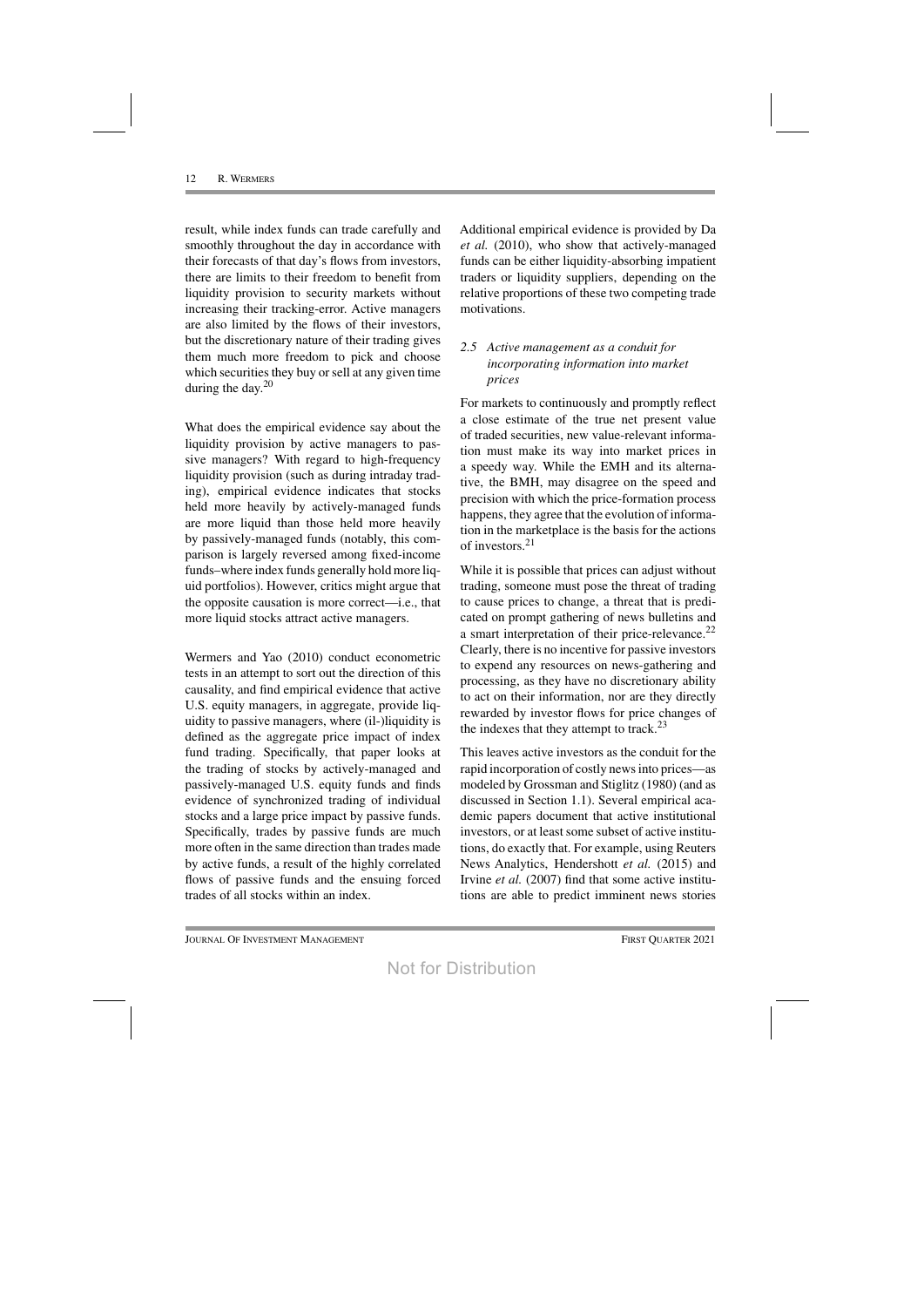result, while index funds can trade carefully and smoothly throughout the day in accordance with their forecasts of that day's flows from investors, there are limits to their freedom to benefit from liquidity provision to security markets without increasing their tracking-error. Active managers are also limited by the flows of their investors, but the discretionary nature of their trading gives them much more freedom to pick and choose which securities they buy or sell at any given time during the day.[20]

What does the empirical evidence say about the liquidity provision by active managers to passive managers? With regard to high-frequency liquidity provision (such as during intraday trading), empirical evidence indicates that stocks held more heavily by actively-managed funds are more liquid than those held more heavily by passively-managed funds (notably, this comparison is largely reversed among fixed-income funds–where index funds generally hold more liquid portfolios). However, critics might argue that the opposite causation is more correct—i.e., that more liquid stocks attract active managers.

Wermers and Yao (2010) conduct econometric tests in an attempt to sort out the direction of this causality, and find empirical evidence that active U.S. equity managers, in aggregate, provide liquidity to passive managers, where (il-)liquidity is defined as the aggregate price impact of index fund trading. Specifically, that paper looks at the trading of stocks by actively-managed and passively-managed U.S. equity funds and finds evidence of synchronized trading of individual stocks and a large price impact by passive funds. Specifically, trades by passive funds are much more often in the same direction than trades made by active funds, a result of the highly correlated flows of passive funds and the ensuing forced trades of all stocks within an index.

Additional empirical evidence is provided by Da *et al.* (2010), who show that actively-managed funds can be either liquidity-absorbing impatient traders or liquidity suppliers, depending on the relative proportions of these two competing trade motivations.

### 2.5 *Active management as a conduit for incorporating information into market prices*

For markets to continuously and promptly reflect a close estimate of the true net present value of traded securities, new value-relevant information must make its way into market prices in a speedy way. While the EMH and its alternative, the BMH, may disagree on the speed and precision with which the price-formation process happens, they agree that the evolution of information in the marketplace is the basis for the actions of investors.[21]

While it is possible that prices can adjust without trading, someone must pose the threat of trading to cause prices to change, a threat that is predicated on prompt gathering of news bulletins and a smart interpretation of their price-relevance.[22] Clearly, there is no incentive for passive investors to expend any resources on news-gathering and processing, as they have no discretionary ability to act on their information, nor are they directly rewarded by investor flows for price changes of the indexes that they attempt to track.[23]

This leaves active investors as the conduit for the rapid incorporation of costly news into prices—as modeled by Grossman and Stiglitz (1980) (and as discussed in Section 1.1). Several empirical academic papers document that active institutional investors, or at least some subset of active institutions, do exactly that. For example, using Reuters News Analytics, Hendershott *et al.* (2015) and Irvine *et al.* (2007) find that some active institutions are able to predict imminent news stories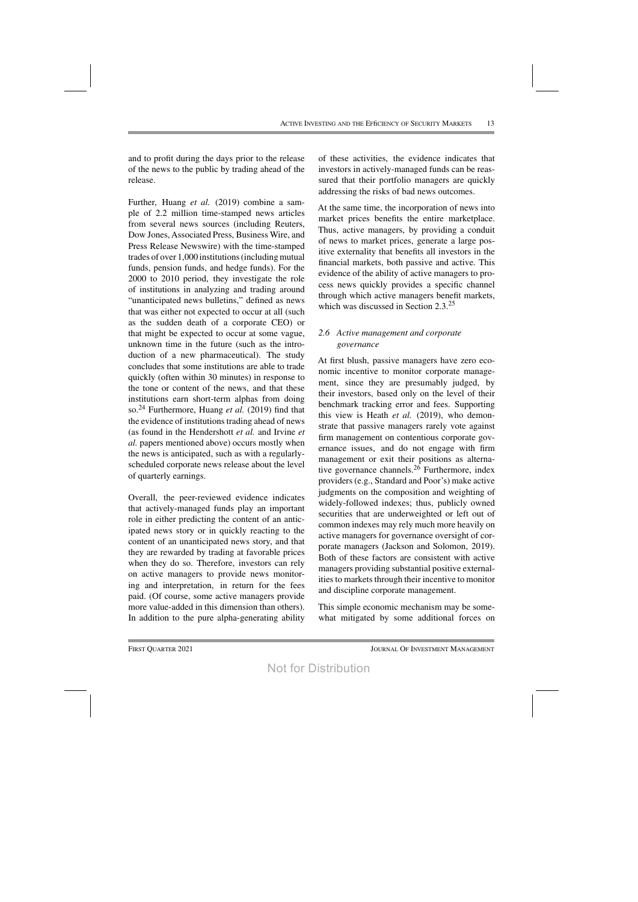and to profit during the days prior to the release of the news to the public by trading ahead of the release.

Further, Huang *et al.* (2019) combine a sample of 2.2 million time-stamped news articles from several news sources (including Reuters, Dow Jones, Associated Press, Business Wire, and Press Release Newswire) with the time-stamped trades of over 1,000 institutions (including mutual funds, pension funds, and hedge funds). For the 2000 to 2010 period, they investigate the role of institutions in analyzing and trading around "unanticipated news bulletins," defined as news that was either not expected to occur at all (such as the sudden death of a corporate CEO) or that might be expected to occur at some vague, unknown time in the future (such as the introduction of a new pharmaceutical). The study concludes that some institutions are able to trade quickly (often within 30 minutes) in response to the tone or content of the news, and that these institutions earn short-term alphas from doing so.[24] Furthermore, Huang *et al.* (2019) find that the evidence of institutions trading ahead of news (as found in the Hendershott *et al.* and Irvine *et al.* papers mentioned above) occurs mostly when the news is anticipated, such as with a regularly-scheduled corporate news release about the level of quarterly earnings.

Overall, the peer-reviewed evidence indicates that actively-managed funds play an important role in either predicting the content of an anticipated news story or in quickly reacting to the content of an unanticipated news story, and that they are rewarded by trading at favorable prices when they do so. Therefore, investors can rely on active managers to provide news monitoring and interpretation, in return for the fees paid. (Of course, some active managers provide more value-added in this dimension than others). In addition to the pure alpha-generating ability of these activities, the evidence indicates that investors in actively-managed funds can be reassured that their portfolio managers are quickly addressing the risks of bad news outcomes.

At the same time, the incorporation of news into market prices benefits the entire marketplace. Thus, active managers, by providing a conduit of news to market prices, generate a large positive externality that benefits all investors in the financial markets, both passive and active. This evidence of the ability of active managers to process news quickly provides a specific channel through which active managers benefit markets, which was discussed in Section 2.3.[25]

### *2.6 Active management and corporate governance*

At first blush, passive managers have zero economic incentive to monitor corporate management, since they are presumably judged, by their investors, based only on the level of their benchmark tracking error and fees. Supporting this view is Heath *et al.* (2019), who demonstrate that passive managers rarely vote against firm management on contentious corporate governance issues, and do not engage with firm management or exit their positions as alternative governance channels.[26] Furthermore, index providers (e.g., Standard and Poor's) make active judgments on the composition and weighting of widely-followed indexes; thus, publicly owned securities that are underweighted or left out of common indexes may rely much more heavily on active managers for governance oversight of corporate managers (Jackson and Solomon, 2019). Both of these factors are consistent with active managers providing substantial positive externalities to markets through their incentive to monitor and discipline corporate management.

This simple economic mechanism may be somewhat mitigated by some additional forces on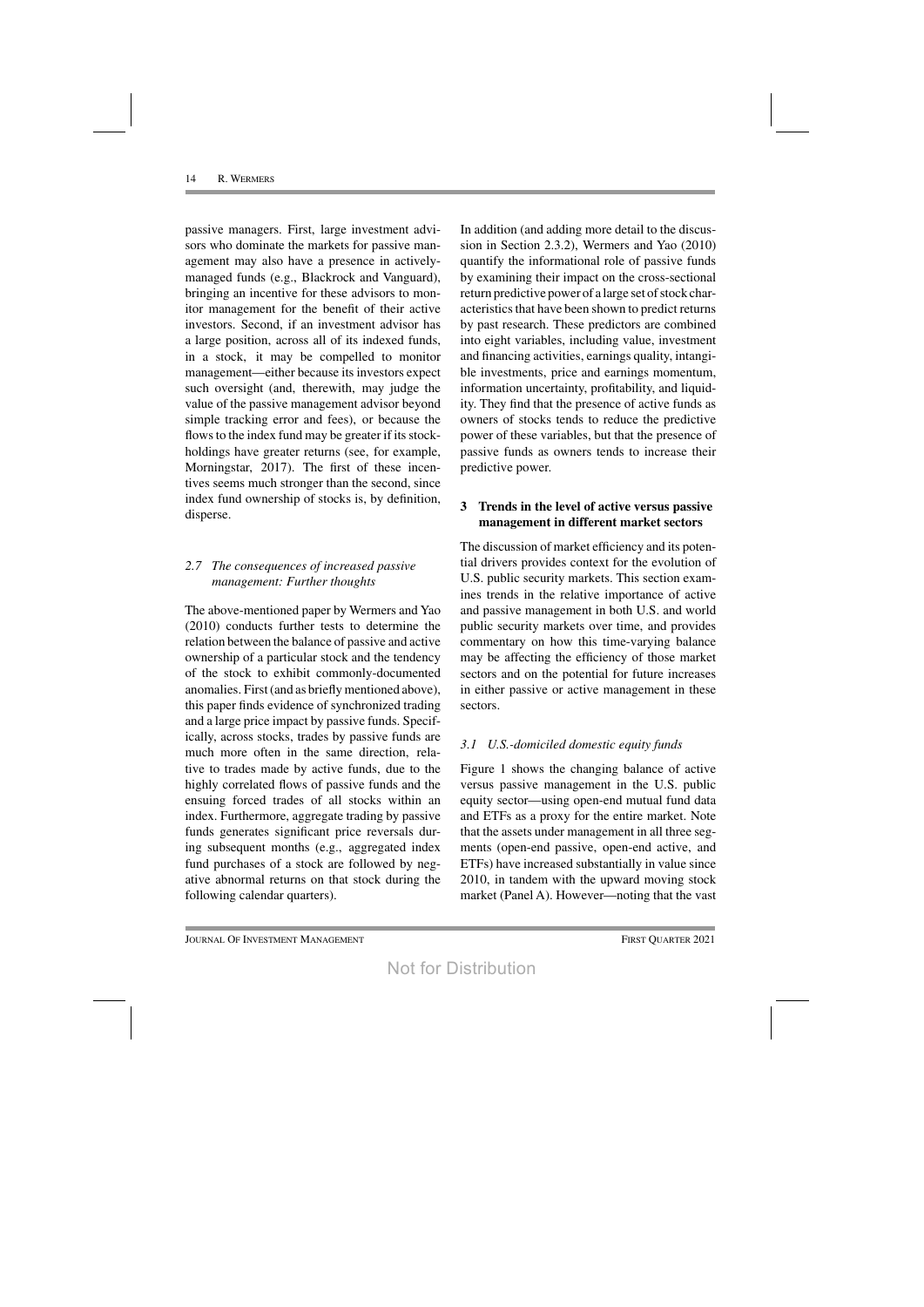passive managers. First, large investment advisors who dominate the markets for passive management may also have a presence in actively-managed funds (e.g., Blackrock and Vanguard), bringing an incentive for these advisors to monitor management for the benefit of their active investors. Second, if an investment advisor has a large position, across all of its indexed funds, in a stock, it may be compelled to monitor management—either because its investors expect such oversight (and, therewith, may judge the value of the passive management advisor beyond simple tracking error and fees), or because the flows to the index fund may be greater if its stockholdings have greater returns (see, for example, Morningstar, 2017). The first of these incentives seems much stronger than the second, since index fund ownership of stocks is, by definition, disperse.

### *2.7 The consequences of increased passive management: Further thoughts*

The above-mentioned paper by Wermers and Yao (2010) conducts further tests to determine the relation between the balance of passive and active ownership of a particular stock and the tendency of the stock to exhibit commonly-documented anomalies. First (and as briefly mentioned above), this paper finds evidence of synchronized trading and a large price impact by passive funds. Specifically, across stocks, trades by passive funds are much more often in the same direction, relative to trades made by active funds, due to the highly correlated flows of passive funds and the ensuing forced trades of all stocks within an index. Furthermore, aggregate trading by passive funds generates significant price reversals during subsequent months (e.g., aggregated index fund purchases of a stock are followed by negative abnormal returns on that stock during the following calendar quarters).

In addition (and adding more detail to the discussion in Section 2.3.2), Wermers and Yao (2010) quantify the informational role of passive funds by examining their impact on the cross-sectional return predictive power of a large set of stock characteristics that have been shown to predict returns by past research. These predictors are combined into eight variables, including value, investment and financing activities, earnings quality, intangible investments, price and earnings momentum, information uncertainty, profitability, and liquidity. They find that the presence of active funds as owners of stocks tends to reduce the predictive power of these variables, but that the presence of passive funds as owners tends to increase their predictive power.

## 3 Trends in the level of active versus passive management in different market sectors

The discussion of market efficiency and its potential drivers provides context for the evolution of U.S. public security markets. This section examines trends in the relative importance of active and passive management in both U.S. and world public security markets over time, and provides commentary on how this time-varying balance may be affecting the efficiency of those market sectors and on the potential for future increases in either passive or active management in these sectors.

### *3.1 U.S.-domiciled domestic equity funds*

Figure 1 shows the changing balance of active versus passive management in the U.S. public equity sector—using open-end mutual fund data and ETFs as a proxy for the entire market. Note that the assets under management in all three segments (open-end passive, open-end active, and ETFs) have increased substantially in value since 2010, in tandem with the upward moving stock market (Panel A). However—noting that the vast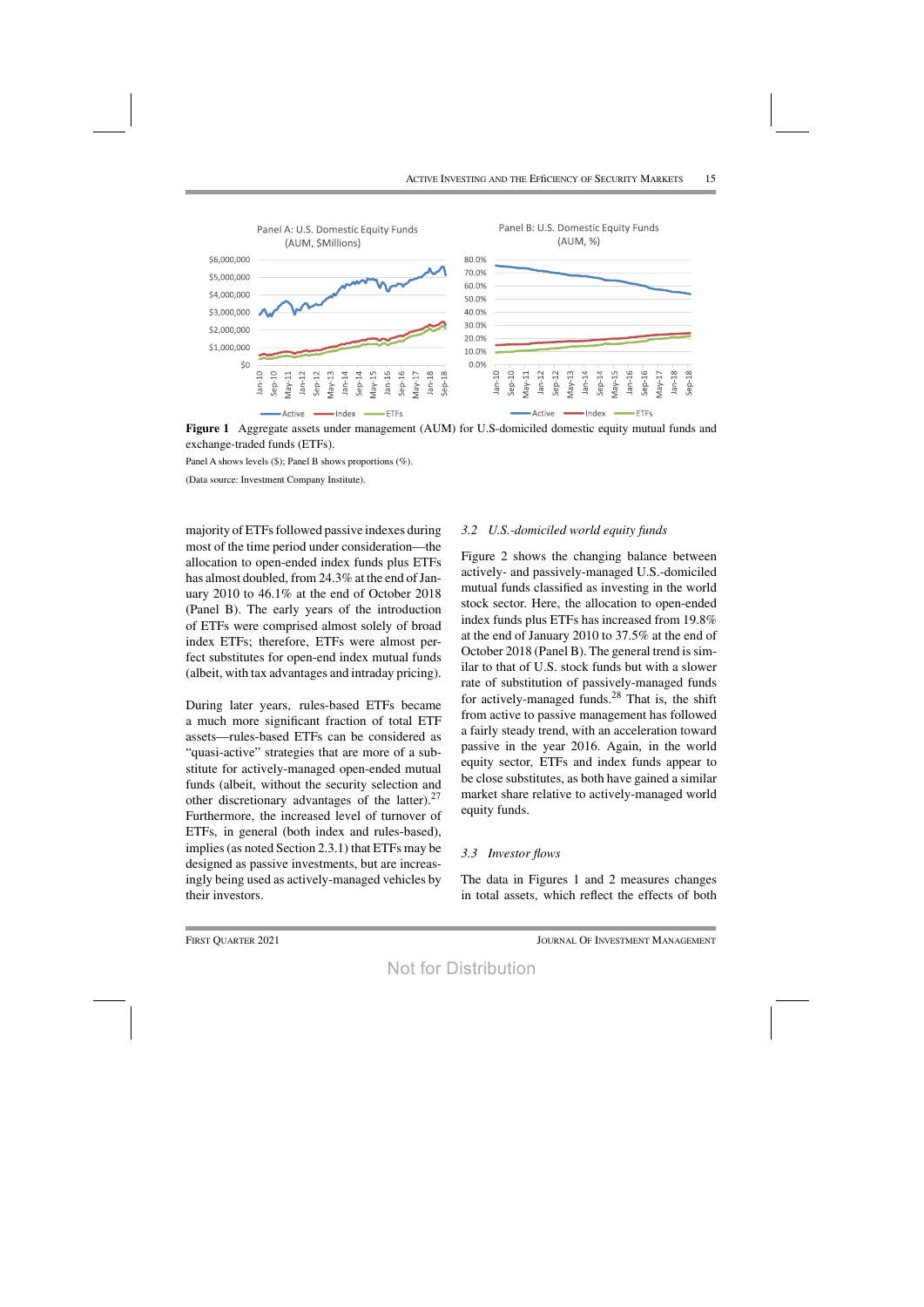**Figure 1** Aggregate assets under management (AUM) for U.S-domiciled domestic equity mutual funds and exchange-traded funds (ETFs).

Panel A shows levels ($); Panel B shows proportions (%).

(Data source: Investment Company Institute).

majority of ETFs followed passive indexes during most of the time period under consideration—the allocation to open-ended index funds plus ETFs has almost doubled, from 24.3% at the end of January 2010 to 46.1% at the end of October 2018 (Panel B). The early years of the introduction of ETFs were comprised almost solely of broad index ETFs; therefore, ETFs were almost perfect substitutes for open-end index mutual funds (albeit, with tax advantages and intraday pricing).

During later years, rules-based ETFs became a much more significant fraction of total ETF assets—rules-based ETFs can be considered as "quasi-active" strategies that are more of a substitute for actively-managed open-ended mutual funds (albeit, without the security selection and other discretionary advantages of the latter).[27] Furthermore, the increased level of turnover of ETFs, in general (both index and rules-based), implies (as noted Section 2.3.1) that ETFs may be designed as passive investments, but are increasingly being used as actively-managed vehicles by their investors.

### 3.2 *U.S.-domiciled world equity funds*

Figure 2 shows the changing balance between actively- and passively-managed U.S.-domiciled mutual funds classified as investing in the world stock sector. Here, the allocation to open-ended index funds plus ETFs has increased from 19.8% at the end of January 2010 to 37.5% at the end of October 2018 (Panel B). The general trend is similar to that of U.S. stock funds but with a slower rate of substitution of passively-managed funds for actively-managed funds.[28] That is, the shift from active to passive management has followed a fairly steady trend, with an acceleration toward passive in the year 2016. Again, in the world equity sector, ETFs and index funds appear to be close substitutes, as both have gained a similar market share relative to actively-managed world equity funds.

### 3.3 *Investor flows*

The data in Figures 1 and 2 measures changes in total assets, which reflect the effects of both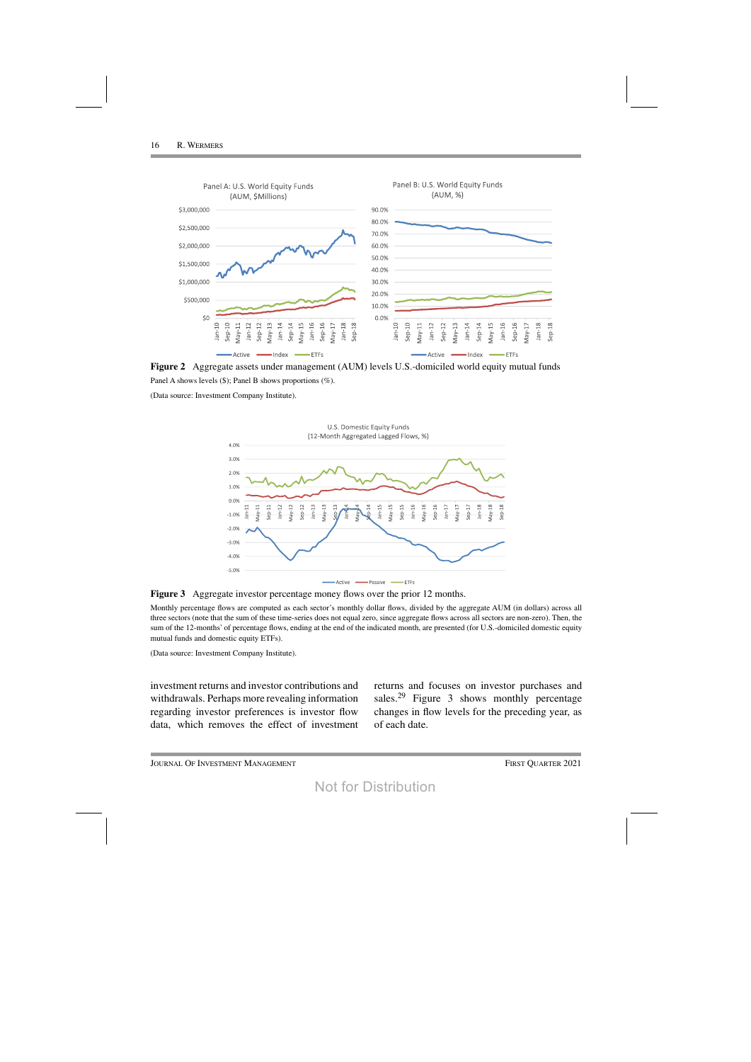**Figure 2** Aggregate assets under management (AUM) levels U.S.-domiciled world equity mutual funds

Panel A shows levels ($); Panel B shows proportions (%).

(Data source: Investment Company Institute).

**Figure 3** Aggregate investor percentage money flows over the prior 12 months.

Monthly percentage flows are computed as each sector's monthly dollar flows, divided by the aggregate AUM (in dollars) across all three sectors (note that the sum of these time-series does not equal zero, since aggregate flows across all sectors are non-zero). Then, the sum of the 12-months' of percentage flows, ending at the end of the indicated month, are presented (for U.S.-domiciled domestic equity mutual funds and domestic equity ETFs).

(Data source: Investment Company Institute).

investment returns and investor contributions and withdrawals. Perhaps more revealing information regarding investor preferences is investor flow data, which removes the effect of investment returns and focuses on investor purchases and sales.[29] Figure 3 shows monthly percentage changes in flow levels for the preceding year, as of each date.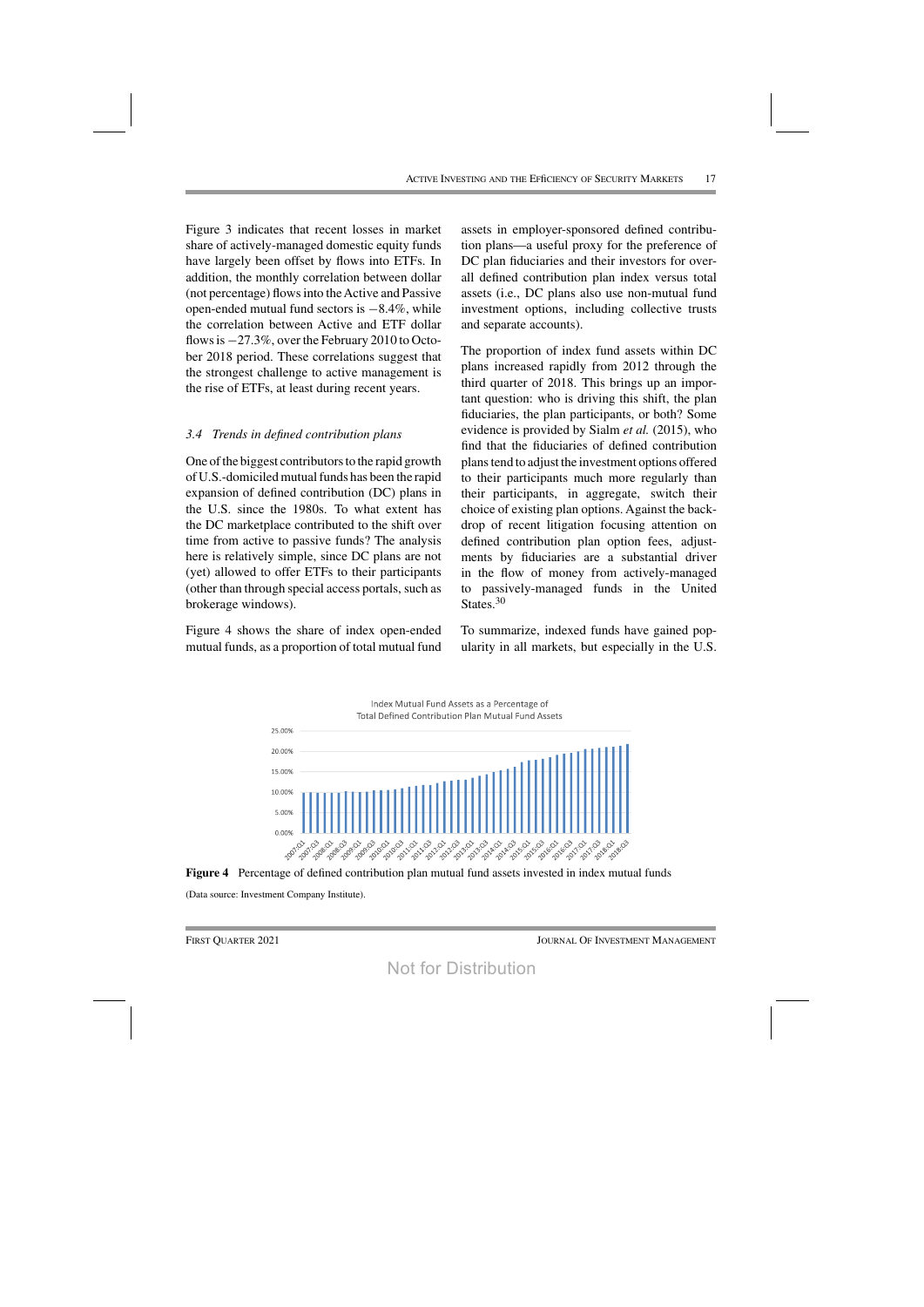Figure 3 indicates that recent losses in market share of actively-managed domestic equity funds have largely been offset by flows into ETFs. In addition, the monthly correlation between dollar (not percentage) flows into the Active and Passive open-ended mutual fund sectors is −8.4%, while the correlation between Active and ETF dollar flows is −27.3%, over the February 2010 to October 2018 period. These correlations suggest that the strongest challenge to active management is the rise of ETFs, at least during recent years.

### *3.4 Trends in defined contribution plans*

One of the biggest contributors to the rapid growth of U.S.-domiciled mutual funds has been the rapid expansion of defined contribution (DC) plans in the U.S. since the 1980s. To what extent has the DC marketplace contributed to the shift over time from active to passive funds? The analysis here is relatively simple, since DC plans are not (yet) allowed to offer ETFs to their participants (other than through special access portals, such as brokerage windows).

Figure 4 shows the share of index open-ended mutual funds, as a proportion of total mutual fund assets in employer-sponsored defined contribution plans—a useful proxy for the preference of DC plan fiduciaries and their investors for overall defined contribution plan index versus total assets (i.e., DC plans also use non-mutual fund investment options, including collective trusts and separate accounts).

The proportion of index fund assets within DC plans increased rapidly from 2012 through the third quarter of 2018. This brings up an important question: who is driving this shift, the plan fiduciaries, the plan participants, or both? Some evidence is provided by Sialm *et al.* (2015), who find that the fiduciaries of defined contribution plans tend to adjust the investment options offered to their participants much more regularly than their participants, in aggregate, switch their choice of existing plan options. Against the backdrop of recent litigation focusing attention on defined contribution plan option fees, adjustments by fiduciaries are a substantial driver in the flow of money from actively-managed to passively-managed funds in the United States.[30]

To summarize, indexed funds have gained popularity in all markets, but especially in the U.S.

**Figure 4** Percentage of defined contribution plan mutual fund assets invested in index mutual funds

(Data source: Investment Company Institute).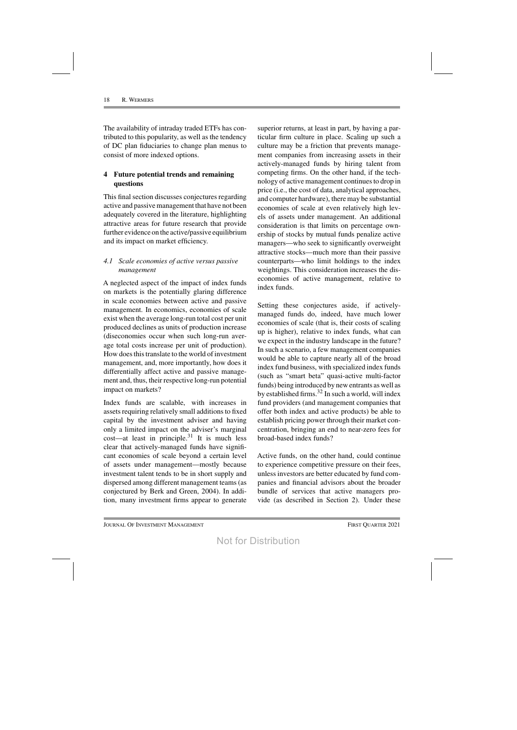The availability of intraday traded ETFs has contributed to this popularity, as well as the tendency of DC plan fiduciaries to change plan menus to consist of more indexed options.

## 4 Future potential trends and remaining questions

This final section discusses conjectures regarding active and passive management that have not been adequately covered in the literature, highlighting attractive areas for future research that provide further evidence on the active/passive equilibrium and its impact on market efficiency.

### *4.1 Scale economies of active versus passive management*

A neglected aspect of the impact of index funds on markets is the potentially glaring difference in scale economies between active and passive management. In economics, economies of scale exist when the average long-run total cost per unit produced declines as units of production increase (diseconomies occur when such long-run average total costs increase per unit of production). How does this translate to the world of investment management, and, more importantly, how does it differentially affect active and passive management and, thus, their respective long-run potential impact on markets?

Index funds are scalable, with increases in assets requiring relatively small additions to fixed capital by the investment adviser and having only a limited impact on the adviser's marginal cost—at least in principle.[31] It is much less clear that actively-managed funds have significant economies of scale beyond a certain level of assets under management—mostly because investment talent tends to be in short supply and dispersed among different management teams (as conjectured by Berk and Green, 2004). In addition, many investment firms appear to generate superior returns, at least in part, by having a particular firm culture in place. Scaling up such a culture may be a friction that prevents management companies from increasing assets in their actively-managed funds by hiring talent from competing firms. On the other hand, if the technology of active management continues to drop in price (i.e., the cost of data, analytical approaches, and computer hardware), there may be substantial economies of scale at even relatively high levels of assets under management. An additional consideration is that limits on percentage ownership of stocks by mutual funds penalize active managers—who seek to significantly overweight attractive stocks—much more than their passive counterparts—who limit holdings to the index weightings. This consideration increases the diseconomies of active management, relative to index funds.

Setting these conjectures aside, if actively-managed funds do, indeed, have much lower economies of scale (that is, their costs of scaling up is higher), relative to index funds, what can we expect in the industry landscape in the future? In such a scenario, a few management companies would be able to capture nearly all of the broad index fund business, with specialized index funds (such as "smart beta" quasi-active multi-factor funds) being introduced by new entrants as well as by established firms.[32] In such a world, will index fund providers (and management companies that offer both index and active products) be able to establish pricing power through their market concentration, bringing an end to near-zero fees for broad-based index funds?

Active funds, on the other hand, could continue to experience competitive pressure on their fees, unless investors are better educated by fund companies and financial advisors about the broader bundle of services that active managers provide (as described in Section 2). Under these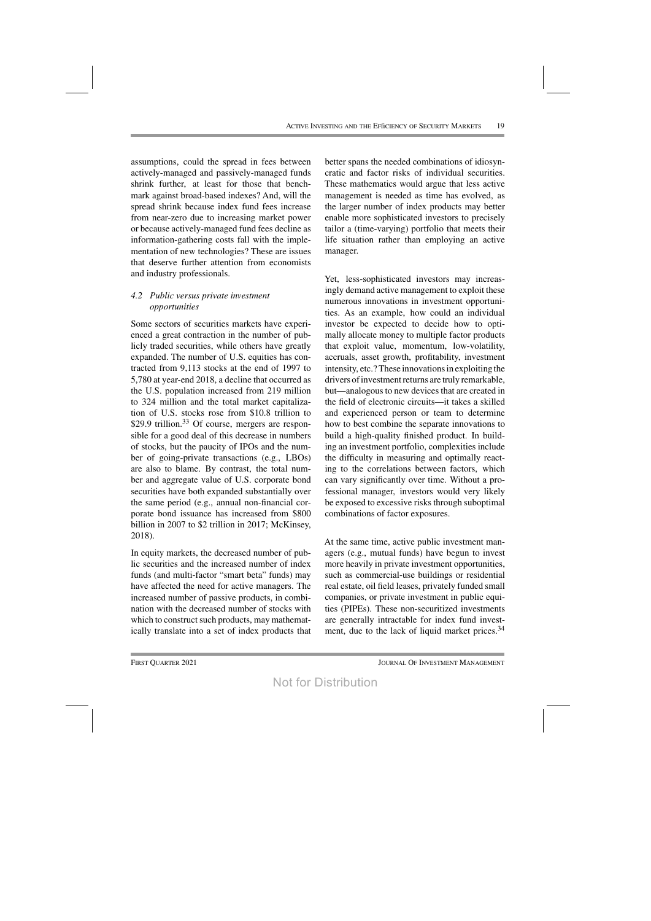assumptions, could the spread in fees between actively-managed and passively-managed funds shrink further, at least for those that benchmark against broad-based indexes? And, will the spread shrink because index fund fees increase from near-zero due to increasing market power or because actively-managed fund fees decline as information-gathering costs fall with the implementation of new technologies? These are issues that deserve further attention from economists and industry professionals.

### *4.2 Public versus private investment opportunities*

Some sectors of securities markets have experienced a great contraction in the number of publicly traded securities, while others have greatly expanded. The number of U.S. equities has contracted from 9,113 stocks at the end of 1997 to 5,780 at year-end 2018, a decline that occurred as the U.S. population increased from 219 million to 324 million and the total market capitalization of U.S. stocks rose from \$10.8 trillion to \$29.9 trillion.[33] Of course, mergers are responsible for a good deal of this decrease in numbers of stocks, but the paucity of IPOs and the number of going-private transactions (e.g., LBOs) are also to blame. By contrast, the total number and aggregate value of U.S. corporate bond securities have both expanded substantially over the same period (e.g., annual non-financial corporate bond issuance has increased from \$800 billion in 2007 to \$2 trillion in 2017; McKinsey, 2018).

In equity markets, the decreased number of public securities and the increased number of index funds (and multi-factor "smart beta" funds) may have affected the need for active managers. The increased number of passive products, in combination with the decreased number of stocks with which to construct such products, may mathematically translate into a set of index products that better spans the needed combinations of idiosyncratic and factor risks of individual securities. These mathematics would argue that less active management is needed as time has evolved, as the larger number of index products may better enable more sophisticated investors to precisely tailor a (time-varying) portfolio that meets their life situation rather than employing an active manager.

Yet, less-sophisticated investors may increasingly demand active management to exploit these numerous innovations in investment opportunities. As an example, how could an individual investor be expected to decide how to optimally allocate money to multiple factor products that exploit value, momentum, low-volatility, accruals, asset growth, profitability, investment intensity, etc.? These innovations in exploiting the drivers of investment returns are truly remarkable, but—analogous to new devices that are created in the field of electronic circuits—it takes a skilled and experienced person or team to determine how to best combine the separate innovations to build a high-quality finished product. In building an investment portfolio, complexities include the difficulty in measuring and optimally reacting to the correlations between factors, which can vary significantly over time. Without a professional manager, investors would very likely be exposed to excessive risks through suboptimal combinations of factor exposures.

At the same time, active public investment managers (e.g., mutual funds) have begun to invest more heavily in private investment opportunities, such as commercial-use buildings or residential real estate, oil field leases, privately funded small companies, or private investment in public equities (PIPEs). These non-securitized investments are generally intractable for index fund investment, due to the lack of liquid market prices.[34]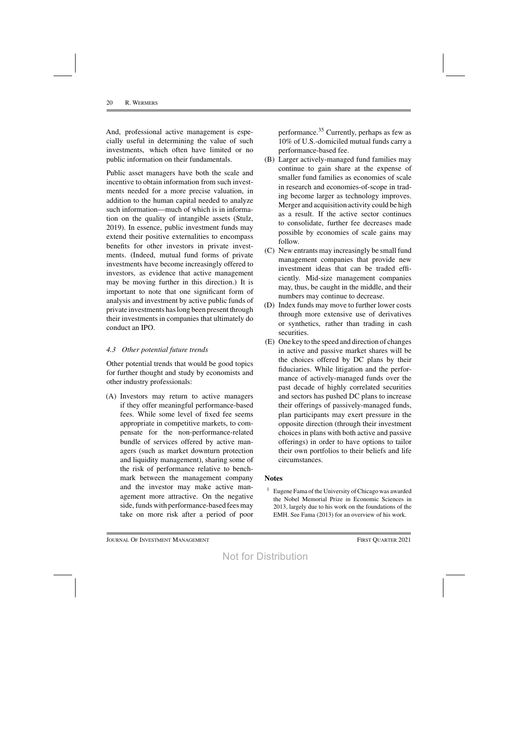And, professional active management is especially useful in determining the value of such investments, which often have limited or no public information on their fundamentals.

Public asset managers have both the scale and incentive to obtain information from such investments needed for a more precise valuation, in addition to the human capital needed to analyze such information—much of which is in information on the quality of intangible assets (Stulz, 2019). In essence, public investment funds may extend their positive externalities to encompass benefits for other investors in private investments. (Indeed, mutual fund forms of private investments have become increasingly offered to investors, as evidence that active management may be moving further in this direction.) It is important to note that one significant form of analysis and investment by active public funds of private investments has long been present through their investments in companies that ultimately do conduct an IPO.

### 4.3 Other potential future trends

Other potential trends that would be good topics for further thought and study by economists and other industry professionals:

(A) Investors may return to active managers if they offer meaningful performance-based fees. While some level of fixed fee seems appropriate in competitive markets, to compensate for the non-performance-related bundle of services offered by active managers (such as market downturn protection and liquidity management), sharing some of the risk of performance relative to benchmark between the management company and the investor may make active management more attractive. On the negative side, funds with performance-based fees may take on more risk after a period of poor performance.[35] Currently, perhaps as few as 10% of U.S.-domiciled mutual funds carry a performance-based fee.

(B) Larger actively-managed fund families may continue to gain share at the expense of smaller fund families as economies of scale in research and economies-of-scope in trading become larger as technology improves. Merger and acquisition activity could be high as a result. If the active sector continues to consolidate, further fee decreases made possible by economies of scale gains may follow.

(C) New entrants may increasingly be small fund management companies that provide new investment ideas that can be traded efficiently. Mid-size management companies may, thus, be caught in the middle, and their numbers may continue to decrease.

(D) Index funds may move to further lower costs through more extensive use of derivatives or synthetics, rather than trading in cash securities.

(E) One key to the speed and direction of changes in active and passive market shares will be the choices offered by DC plans by their fiduciaries. While litigation and the performance of actively-managed funds over the past decade of highly correlated securities and sectors has pushed DC plans to increase their offerings of passively-managed funds, plan participants may exert pressure in the opposite direction (through their investment choices in plans with both active and passive offerings) in order to have options to tailor their own portfolios to their beliefs and life circumstances.

## Notes

[1] Eugene Fama of the University of Chicago was awarded the Nobel Memorial Prize in Economic Sciences in 2013, largely due to his work on the foundations of the EMH. See Fama (2013) for an overview of his work.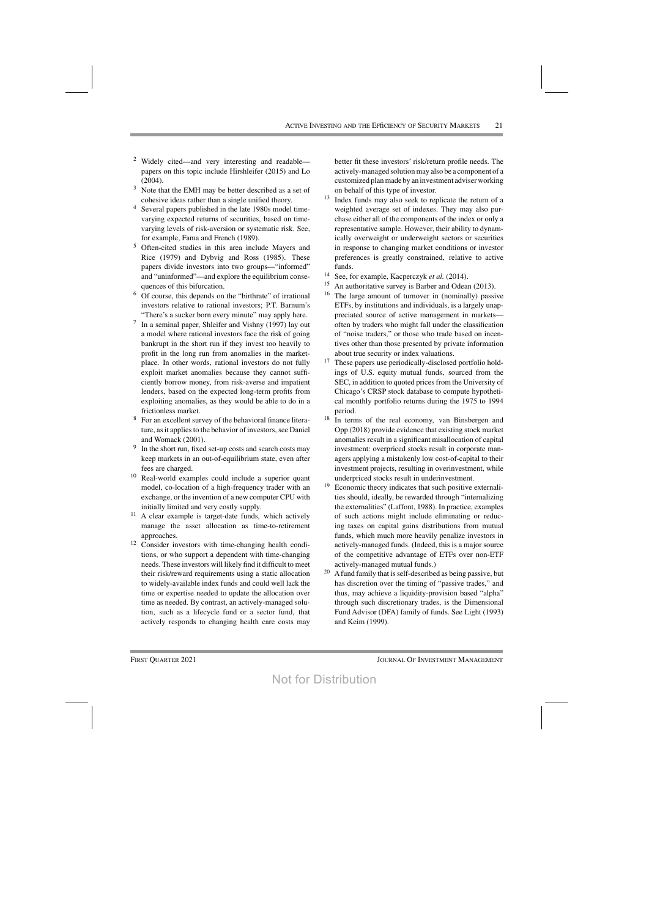[2] Widely cited—and very interesting and readable—papers on this topic include Hirshleifer (2015) and Lo (2004).

[3] Note that the EMH may be better described as a set of cohesive ideas rather than a single unified theory.

[4] Several papers published in the late 1980s model time-varying expected returns of securities, based on time-varying levels of risk-aversion or systematic risk. See, for example, Fama and French (1989).

[5] Often-cited studies in this area include Mayers and Rice (1979) and Dybvig and Ross (1985). These papers divide investors into two groups—"informed" and "uninformed"—and explore the equilibrium consequences of this bifurcation.

[6] Of course, this depends on the "birthrate" of irrational investors relative to rational investors; P.T. Barnum's "There's a sucker born every minute" may apply here.

[7] In a seminal paper, Shleifer and Vishny (1997) lay out a model where rational investors face the risk of going bankrupt in the short run if they invest too heavily to profit in the long run from anomalies in the marketplace. In other words, rational investors do not fully exploit market anomalies because they cannot sufficiently borrow money, from risk-averse and impatient lenders, based on the expected long-term profits from exploiting anomalies, as they would be able to do in a frictionless market.

[8] For an excellent survey of the behavioral finance literature, as it applies to the behavior of investors, see Daniel and Womack (2001).

[9] In the short run, fixed set-up costs and search costs may keep markets in an out-of-equilibrium state, even after fees are charged.

[10] Real-world examples could include a superior quant model, co-location of a high-frequency trader with an exchange, or the invention of a new computer CPU with initially limited and very costly supply.

[11] A clear example is target-date funds, which actively manage the asset allocation as time-to-retirement approaches.

[12] Consider investors with time-changing health conditions, or who support a dependent with time-changing needs. These investors will likely find it difficult to meet their risk/reward requirements using a static allocation to widely-available index funds and could well lack the time or expertise needed to update the allocation over time as needed. By contrast, an actively-managed solution, such as a lifecycle fund or a sector fund, that actively responds to changing health care costs may better fit these investors' risk/return profile needs. The actively-managed solution may also be a component of a customized plan made by an investment adviser working on behalf of this type of investor.

[13] Index funds may also seek to replicate the return of a weighted average set of indexes. They may also purchase either all of the components of the index or only a representative sample. However, their ability to dynamically overweight or underweight sectors or securities in response to changing market conditions or investor preferences is greatly constrained, relative to active funds.

[14] See, for example, Kacperczyk *et al.* (2014).

[15] An authoritative survey is Barber and Odean (2013).

[16] The large amount of turnover in (nominally) passive ETFs, by institutions and individuals, is a largely unappreciated source of active management in markets—often by traders who might fall under the classification of "noise traders," or those who trade based on incentives other than those presented by private information about true security or index valuations.

[17] These papers use periodically-disclosed portfolio holdings of U.S. equity mutual funds, sourced from the SEC, in addition to quoted prices from the University of Chicago's CRSP stock database to compute hypothetical monthly portfolio returns during the 1975 to 1994 period.

[18] In terms of the real economy, van Binsbergen and Opp (2018) provide evidence that existing stock market anomalies result in a significant misallocation of capital investment: overpriced stocks result in corporate managers applying a mistakenly low cost-of-capital to their investment projects, resulting in overinvestment, while underpriced stocks result in underinvestment.

[19] Economic theory indicates that such positive externalities should, ideally, be rewarded through "internalizing the externalities" (Laffont, 1988). In practice, examples of such actions might include eliminating or reducing taxes on capital gains distributions from mutual funds, which much more heavily penalize investors in actively-managed funds. (Indeed, this is a major source of the competitive advantage of ETFs over non-ETF actively-managed mutual funds.)

[20] A fund family that is self-described as being passive, but has discretion over the timing of "passive trades," and thus, may achieve a liquidity-provision based "alpha" through such discretionary trades, is the Dimensional Fund Advisor (DFA) family of funds. See Light (1993) and Keim (1999).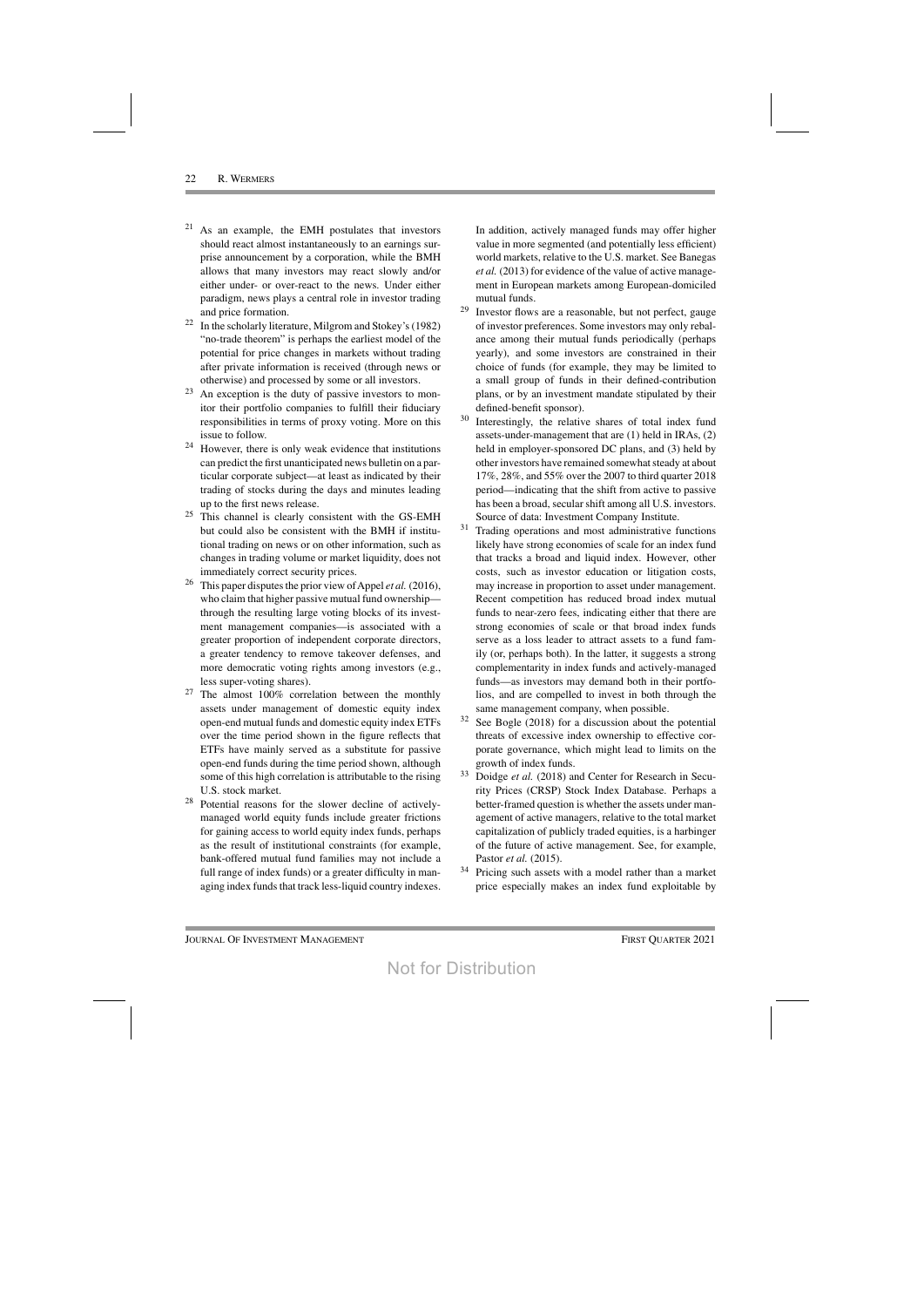[21] As an example, the EMH postulates that investors should react almost instantaneously to an earnings surprise announcement by a corporation, while the BMH allows that many investors may react slowly and/or either under- or over-react to the news. Under either paradigm, news plays a central role in investor trading and price formation.

[22] In the scholarly literature, Milgrom and Stokey's (1982) "no-trade theorem" is perhaps the earliest model of the potential for price changes in markets without trading after private information is received (through news or otherwise) and processed by some or all investors.

[23] An exception is the duty of passive investors to monitor their portfolio companies to fulfill their fiduciary responsibilities in terms of proxy voting. More on this issue to follow.

[24] However, there is only weak evidence that institutions can predict the first unanticipated news bulletin on a particular corporate subject—at least as indicated by their trading of stocks during the days and minutes leading up to the first news release.

[25] This channel is clearly consistent with the GS-EMH but could also be consistent with the BMH if institutional trading on news or on other information, such as changes in trading volume or market liquidity, does not immediately correct security prices.

[26] This paper disputes the prior view of Appel *et al.* (2016), who claim that higher passive mutual fund ownership—through the resulting large voting blocks of its investment management companies—is associated with a greater proportion of independent corporate directors, a greater tendency to remove takeover defenses, and more democratic voting rights among investors (e.g., less super-voting shares).

[27] The almost 100% correlation between the monthly assets under management of domestic equity index open-end mutual funds and domestic equity index ETFs over the time period shown in the figure reflects that ETFs have mainly served as a substitute for passive open-end funds during the time period shown, although some of this high correlation is attributable to the rising U.S. stock market.

[28] Potential reasons for the slower decline of actively-managed world equity funds include greater frictions for gaining access to world equity index funds, perhaps as the result of institutional constraints (for example, bank-offered mutual fund families may not include a full range of index funds) or a greater difficulty in managing index funds that track less-liquid country indexes. In addition, actively managed funds may offer higher value in more segmented (and potentially less efficient) world markets, relative to the U.S. market. See Banegas *et al.* (2013) for evidence of the value of active management in European markets among European-domiciled mutual funds.

[29] Investor flows are a reasonable, but not perfect, gauge of investor preferences. Some investors may only rebalance among their mutual funds periodically (perhaps yearly), and some investors are constrained in their choice of funds (for example, they may be limited to a small group of funds in their defined-contribution plans, or by an investment mandate stipulated by their defined-benefit sponsor).

[30] Interestingly, the relative shares of total index fund assets-under-management that are (1) held in IRAs, (2) held in employer-sponsored DC plans, and (3) held by other investors have remained somewhat steady at about 17%, 28%, and 55% over the 2007 to third quarter 2018 period—indicating that the shift from active to passive has been a broad, secular shift among all U.S. investors. Source of data: Investment Company Institute.

[31] Trading operations and most administrative functions likely have strong economies of scale for an index fund that tracks a broad and liquid index. However, other costs, such as investor education or litigation costs, may increase in proportion to asset under management. Recent competition has reduced broad index mutual funds to near-zero fees, indicating either that there are strong economies of scale or that broad index funds serve as a loss leader to attract assets to a fund family (or, perhaps both). In the latter, it suggests a strong complementarity in index funds and actively-managed funds—as investors may demand both in their portfolios, and are compelled to invest in both through the same management company, when possible.

[32] See Bogle (2018) for a discussion about the potential threats of excessive index ownership to effective corporate governance, which might lead to limits on the growth of index funds.

[33] Doidge *et al.* (2018) and Center for Research in Security Prices (CRSP) Stock Index Database. Perhaps a better-framed question is whether the assets under management of active managers, relative to the total market capitalization of publicly traded equities, is a harbinger of the future of active management. See, for example, Pastor *et al.* (2015).

[34] Pricing such assets with a model rather than a market price especially makes an index fund exploitable by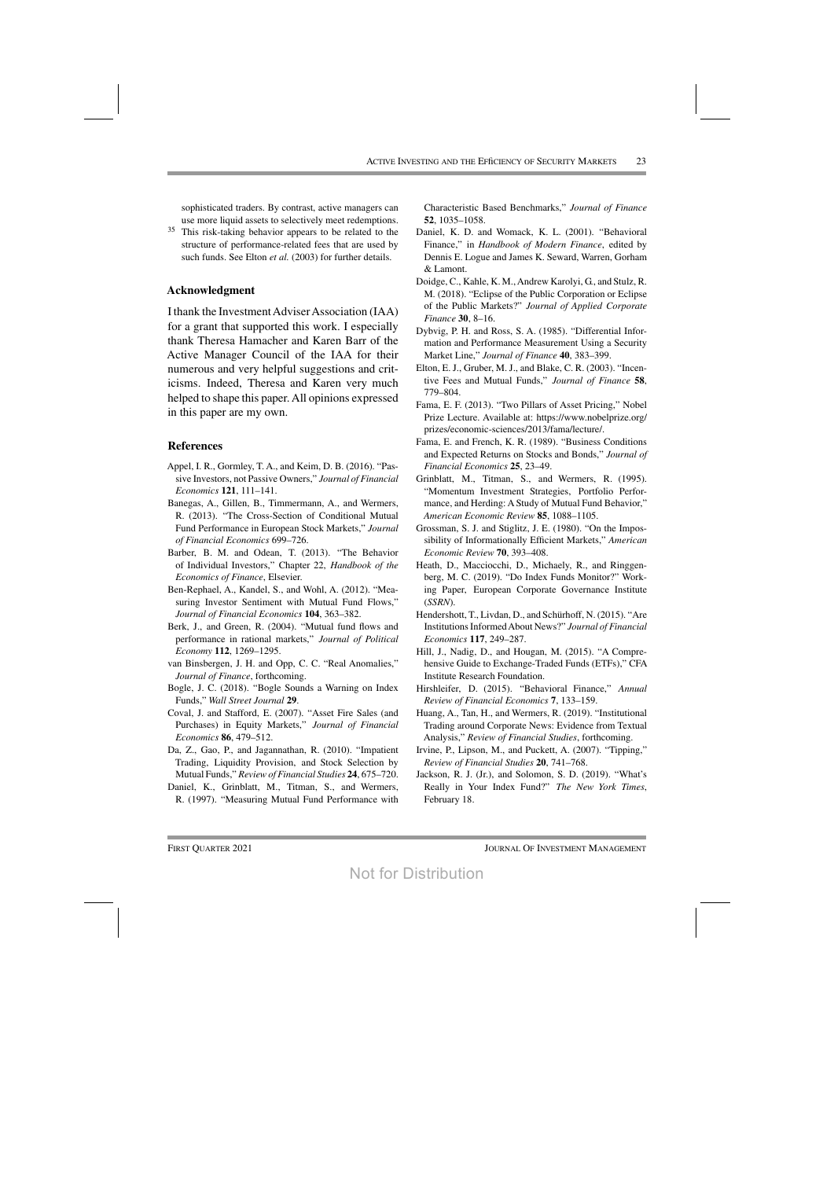sophisticated traders. By contrast, active managers can use more liquid assets to selectively meet redemptions.

[35] This risk-taking behavior appears to be related to the structure of performance-related fees that are used by such funds. See Elton *et al.* (2003) for further details.

### Acknowledgment

I thank the Investment Adviser Association (IAA) for a grant that supported this work. I especially thank Theresa Hamacher and Karen Barr of the Active Manager Council of the IAA for their numerous and very helpful suggestions and criticisms. Indeed, Theresa and Karen very much helped to shape this paper. All opinions expressed in this paper are my own.

### References

Appel, I. R., Gormley, T. A., and Keim, D. B. (2016). "Passive Investors, not Passive Owners," *Journal of Financial Economics* **121**, 111–141.

Banegas, A., Gillen, B., Timmermann, A., and Wermers, R. (2013). "The Cross-Section of Conditional Mutual Fund Performance in European Stock Markets," *Journal of Financial Economics* 699–726.

Barber, B. M. and Odean, T. (2013). "The Behavior of Individual Investors," Chapter 22, *Handbook of the Economics of Finance*, Elsevier.

Ben-Rephael, A., Kandel, S., and Wohl, A. (2012). "Measuring Investor Sentiment with Mutual Fund Flows," *Journal of Financial Economics* **104**, 363–382.

Berk, J., and Green, R. (2004). "Mutual fund flows and performance in rational markets," *Journal of Political Economy* **112**, 1269–1295.

van Binsbergen, J. H. and Opp, C. C. "Real Anomalies," *Journal of Finance*, forthcoming.

Bogle, J. C. (2018). "Bogle Sounds a Warning on Index Funds," *Wall Street Journal* **29**.

Coval, J. and Stafford, E. (2007). "Asset Fire Sales (and Purchases) in Equity Markets," *Journal of Financial Economics* **86**, 479–512.

Da, Z., Gao, P., and Jagannathan, R. (2010). "Impatient Trading, Liquidity Provision, and Stock Selection by Mutual Funds," *Review of Financial Studies* **24**, 675–720.

Daniel, K., Grinblatt, M., Titman, S., and Wermers, R. (1997). "Measuring Mutual Fund Performance with Characteristic Based Benchmarks," *Journal of Finance* **52**, 1035–1058.

Daniel, K. D. and Womack, K. L. (2001). "Behavioral Finance," in *Handbook of Modern Finance*, edited by Dennis E. Logue and James K. Seward, Warren, Gorham & Lamont.

Doidge, C., Kahle, K. M., Andrew Karolyi, G., and Stulz, R. M. (2018). "Eclipse of the Public Corporation or Eclipse of the Public Markets?" *Journal of Applied Corporate Finance* **30**, 8–16.

Dybvig, P. H. and Ross, S. A. (1985). "Differential Information and Performance Measurement Using a Security Market Line," *Journal of Finance* **40**, 383–399.

Elton, E. J., Gruber, M. J., and Blake, C. R. (2003). "Incentive Fees and Mutual Funds," *Journal of Finance* **58**, 779–804.

Fama, E. F. (2013). "Two Pillars of Asset Pricing," Nobel Prize Lecture. Available at: https://www.nobelprize.org/prizes/economic-sciences/2013/fama/lecture/.

Fama, E. and French, K. R. (1989). "Business Conditions and Expected Returns on Stocks and Bonds," *Journal of Financial Economics* **25**, 23–49.

Grinblatt, M., Titman, S., and Wermers, R. (1995). "Momentum Investment Strategies, Portfolio Performance, and Herding: A Study of Mutual Fund Behavior," *American Economic Review* **85**, 1088–1105.

Grossman, S. J. and Stiglitz, J. E. (1980). "On the Impossibility of Informationally Efficient Markets," *American Economic Review* **70**, 393–408.

Heath, D., Macciocchi, D., Michaely, R., and Ringgenberg, M. C. (2019). "Do Index Funds Monitor?" Working Paper, European Corporate Governance Institute (*SSRN*).

Hendershott, T., Livdan, D., and Schürhoff, N. (2015). "Are Institutions Informed About News?" *Journal of Financial Economics* **117**, 249–287.

Hill, J., Nadig, D., and Hougan, M. (2015). "A Comprehensive Guide to Exchange-Traded Funds (ETFs)," CFA Institute Research Foundation.

Hirshleifer, D. (2015). "Behavioral Finance," *Annual Review of Financial Economics* **7**, 133–159.

Huang, A., Tan, H., and Wermers, R. (2019). "Institutional Trading around Corporate News: Evidence from Textual Analysis," *Review of Financial Studies*, forthcoming.

Irvine, P., Lipson, M., and Puckett, A. (2007). "Tipping," *Review of Financial Studies* **20**, 741–768.

Jackson, R. J. (Jr.), and Solomon, S. D. (2019). "What's Really in Your Index Fund?" *The New York Times*, February 18.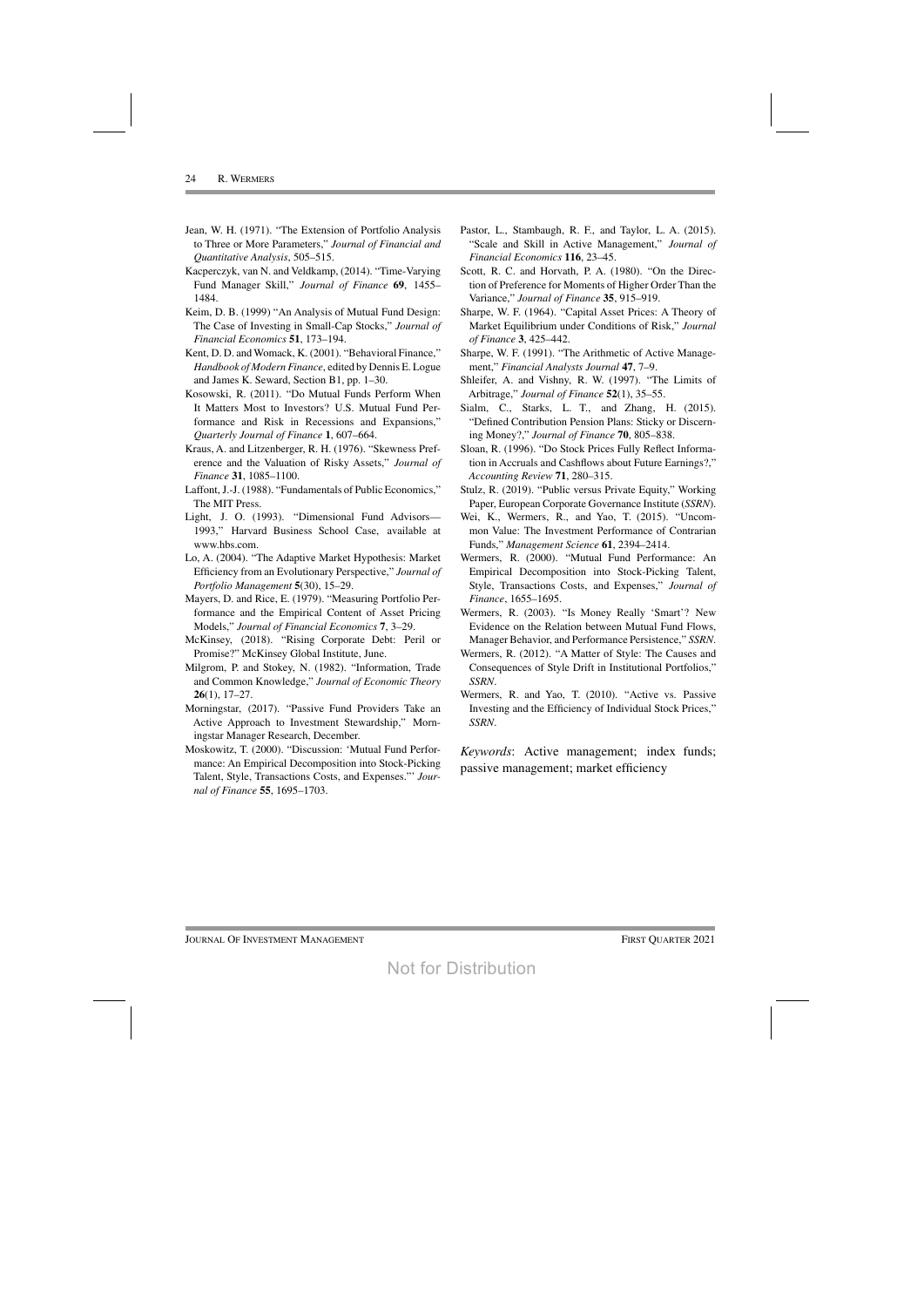Jean, W. H. (1971). "The Extension of Portfolio Analysis to Three or More Parameters," *Journal of Financial and Quantitative Analysis*, 505–515.

Kacperczyk, van N. and Veldkamp, (2014). "Time-Varying Fund Manager Skill," *Journal of Finance* **69**, 1455–1484.

Keim, D. B. (1999) "An Analysis of Mutual Fund Design: The Case of Investing in Small-Cap Stocks," *Journal of Financial Economics* **51**, 173–194.

Kent, D. D. and Womack, K. (2001). "Behavioral Finance," *Handbook of Modern Finance*, edited by Dennis E. Logue and James K. Seward, Section B1, pp. 1–30.

Kosowski, R. (2011). "Do Mutual Funds Perform When It Matters Most to Investors? U.S. Mutual Fund Performance and Risk in Recessions and Expansions," *Quarterly Journal of Finance* **1**, 607–664.

Kraus, A. and Litzenberger, R. H. (1976). "Skewness Preference and the Valuation of Risky Assets," *Journal of Finance* **31**, 1085–1100.

Laffont, J.-J. (1988). "Fundamentals of Public Economics," The MIT Press.

Light, J. O. (1993). "Dimensional Fund Advisors—1993," Harvard Business School Case, available at www.hbs.com.

Lo, A. (2004). "The Adaptive Market Hypothesis: Market Efficiency from an Evolutionary Perspective," *Journal of Portfolio Management* **5**(30), 15–29.

Mayers, D. and Rice, E. (1979). "Measuring Portfolio Performance and the Empirical Content of Asset Pricing Models," *Journal of Financial Economics* **7**, 3–29.

McKinsey, (2018). "Rising Corporate Debt: Peril or Promise?" McKinsey Global Institute, June.

Milgrom, P. and Stokey, N. (1982). "Information, Trade and Common Knowledge," *Journal of Economic Theory* **26**(1), 17–27.

Morningstar, (2017). "Passive Fund Providers Take an Active Approach to Investment Stewardship," Morningstar Manager Research, December.

Moskowitz, T. (2000). "Discussion: 'Mutual Fund Performance: An Empirical Decomposition into Stock-Picking Talent, Style, Transactions Costs, and Expenses."' *Journal of Finance* **55**, 1695–1703.

Pastor, L., Stambaugh, R. F., and Taylor, L. A. (2015). "Scale and Skill in Active Management," *Journal of Financial Economics* **116**, 23–45.

Scott, R. C. and Horvath, P. A. (1980). "On the Direction of Preference for Moments of Higher Order Than the Variance," *Journal of Finance* **35**, 915–919.

Sharpe, W. F. (1964). "Capital Asset Prices: A Theory of Market Equilibrium under Conditions of Risk," *Journal of Finance* **3**, 425–442.

Sharpe, W. F. (1991). "The Arithmetic of Active Management," *Financial Analysts Journal* **47**, 7–9.

Shleifer, A. and Vishny, R. W. (1997). "The Limits of Arbitrage," *Journal of Finance* **52**(1), 35–55.

Sialm, C., Starks, L. T., and Zhang, H. (2015). "Defined Contribution Pension Plans: Sticky or Discerning Money?," *Journal of Finance* **70**, 805–838.

Sloan, R. (1996). "Do Stock Prices Fully Reflect Information in Accruals and Cashflows about Future Earnings?," *Accounting Review* **71**, 280–315.

Stulz, R. (2019). "Public versus Private Equity," Working Paper, European Corporate Governance Institute (*SSRN*).

Wei, K., Wermers, R., and Yao, T. (2015). "Uncommon Value: The Investment Performance of Contrarian Funds," *Management Science* **61**, 2394–2414.

Wermers, R. (2000). "Mutual Fund Performance: An Empirical Decomposition into Stock-Picking Talent, Style, Transactions Costs, and Expenses," *Journal of Finance*, 1655–1695.

Wermers, R. (2003). "Is Money Really 'Smart'? New Evidence on the Relation between Mutual Fund Flows, Manager Behavior, and Performance Persistence," *SSRN*.

Wermers, R. (2012). "A Matter of Style: The Causes and Consequences of Style Drift in Institutional Portfolios," *SSRN*.

Wermers, R. and Yao, T. (2010). "Active vs. Passive Investing and the Efficiency of Individual Stock Prices," *SSRN*.

*Keywords*: Active management; index funds; passive management; market efficiency